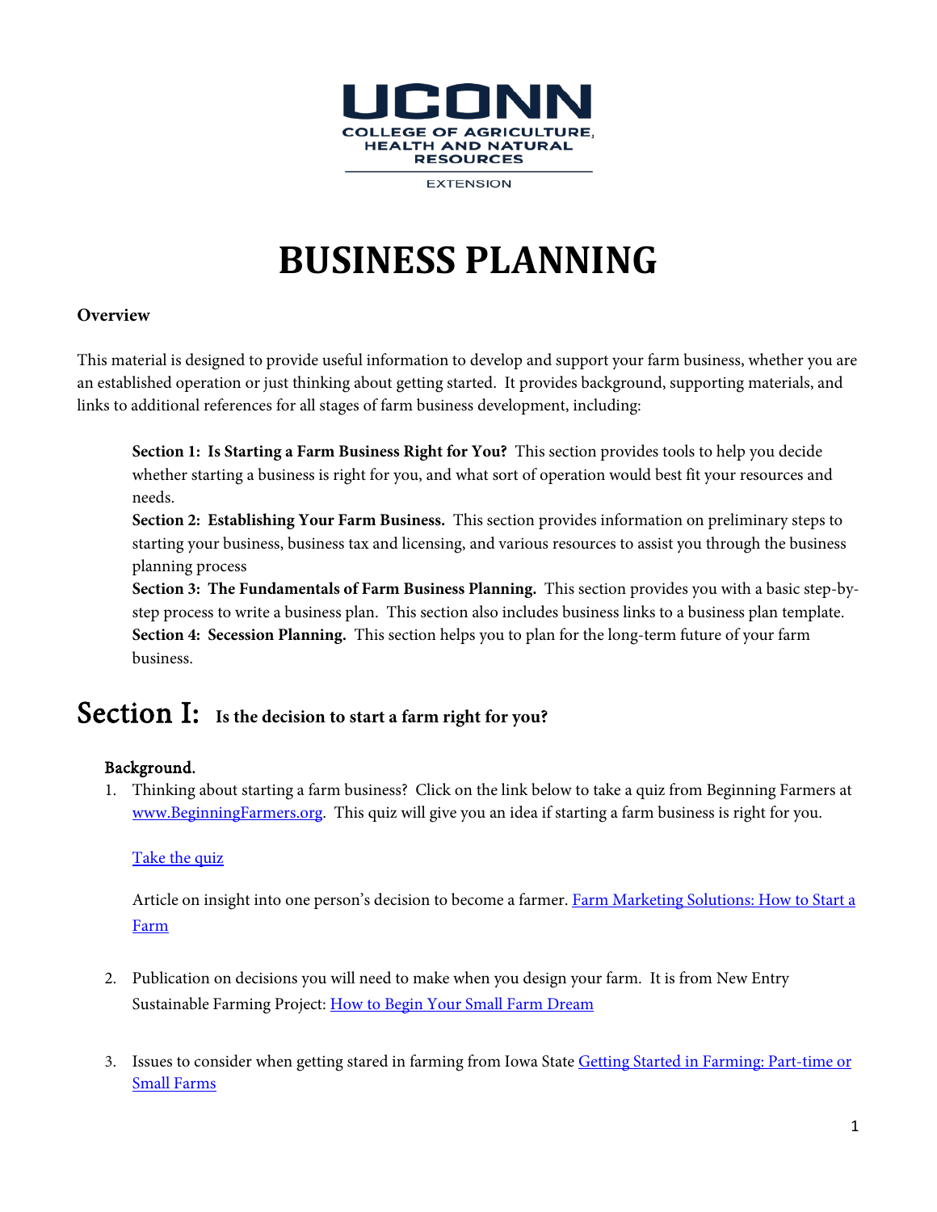UCONN
COLLEGE OF AGRICULTURE, HEALTH AND NATURAL RESOURCES
EXTENSION

# BUSINESS PLANNING

**Overview**

This material is designed to provide useful information to develop and support your farm business, whether you are an established operation or just thinking about getting started. It provides background, supporting materials, and links to additional references for all stages of farm business development, including:

**Section 1: Is Starting a Farm Business Right for You?** This section provides tools to help you decide whether starting a business is right for you, and what sort of operation would best fit your resources and needs.

**Section 2: Establishing Your Farm Business.** This section provides information on preliminary steps to starting your business, business tax and licensing, and various resources to assist you through the business planning process

**Section 3: The Fundamentals of Farm Business Planning.** This section provides you with a basic step-by-step process to write a business plan. This section also includes business links to a business plan template.

**Section 4: Secession Planning.** This section helps you to plan for the long-term future of your farm business.

## Section I: Is the decision to start a farm right for you?

### Background.

1. Thinking about starting a farm business? Click on the link below to take a quiz from Beginning Farmers at www.BeginningFarmers.org. This quiz will give you an idea if starting a farm business is right for you.

   Take the quiz

   Article on insight into one person's decision to become a farmer. Farm Marketing Solutions: How to Start a Farm

2. Publication on decisions you will need to make when you design your farm. It is from New Entry Sustainable Farming Project: How to Begin Your Small Farm Dream

3. Issues to consider when getting stared in farming from Iowa State Getting Started in Farming: Part-time or Small Farms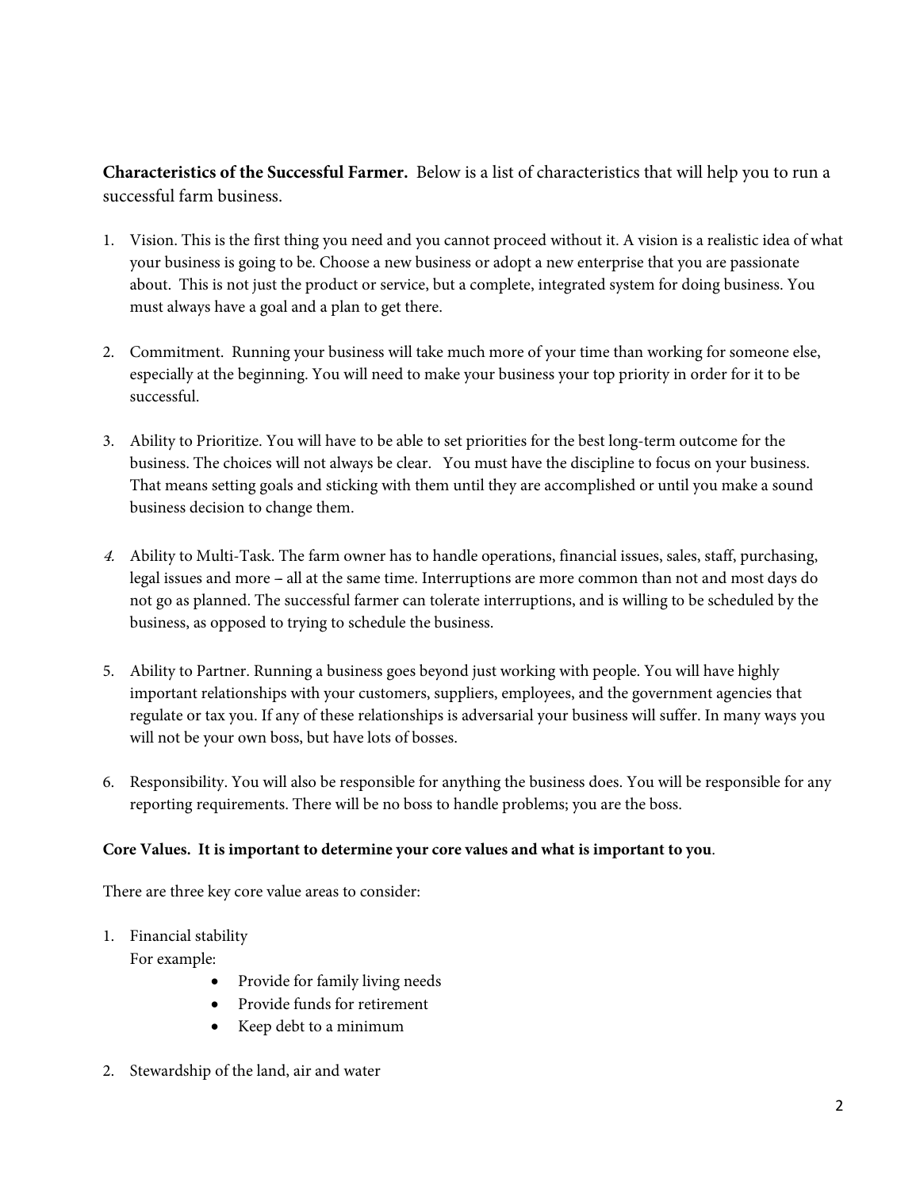**Characteristics of the Successful Farmer.** Below is a list of characteristics that will help you to run a successful farm business.

1. Vision. This is the first thing you need and you cannot proceed without it. A vision is a realistic idea of what your business is going to be. Choose a new business or adopt a new enterprise that you are passionate about. This is not just the product or service, but a complete, integrated system for doing business. You must always have a goal and a plan to get there.

2. Commitment. Running your business will take much more of your time than working for someone else, especially at the beginning. You will need to make your business your top priority in order for it to be successful.

3. Ability to Prioritize. You will have to be able to set priorities for the best long-term outcome for the business. The choices will not always be clear. You must have the discipline to focus on your business. That means setting goals and sticking with them until they are accomplished or until you make a sound business decision to change them.

4. Ability to Multi-Task. The farm owner has to handle operations, financial issues, sales, staff, purchasing, legal issues and more – all at the same time. Interruptions are more common than not and most days do not go as planned. The successful farmer can tolerate interruptions, and is willing to be scheduled by the business, as opposed to trying to schedule the business.

5. Ability to Partner. Running a business goes beyond just working with people. You will have highly important relationships with your customers, suppliers, employees, and the government agencies that regulate or tax you. If any of these relationships is adversarial your business will suffer. In many ways you will not be your own boss, but have lots of bosses.

6. Responsibility. You will also be responsible for anything the business does. You will be responsible for any reporting requirements. There will be no boss to handle problems; you are the boss.

**Core Values. It is important to determine your core values and what is important to you**.

There are three key core value areas to consider:

1. Financial stability
   For example:
   - Provide for family living needs
   - Provide funds for retirement
   - Keep debt to a minimum

2. Stewardship of the land, air and water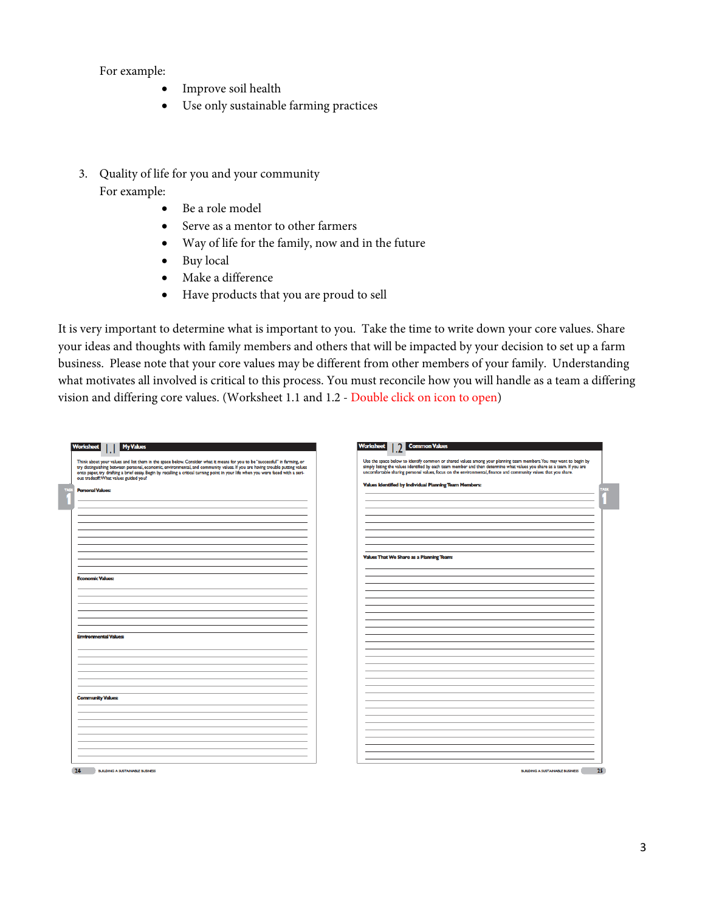For example:

- Improve soil health
- Use only sustainable farming practices

3. Quality of life for you and your community

   For example:

   - Be a role model
   - Serve as a mentor to other farmers
   - Way of life for the family, now and in the future
   - Buy local
   - Make a difference
   - Have products that you are proud to sell

It is very important to determine what is important to you. Take the time to write down your core values. Share your ideas and thoughts with family members and others that will be impacted by your decision to set up a farm business. Please note that your core values may be different from other members of your family. Understanding what motivates all involved is critical to this process. You must reconcile how you will handle as a team a differing vision and differing core values. (Worksheet 1.1 and 1.2 - Double click on icon to open)

**Worksheet 1.1 My Values**

Think about your values and list them in the space below. Consider what it means for you to be "successful" in farming, or try distinguishing between personal, economic, environmental, and community values. If you are having trouble putting values onto paper, try drafting a brief essay. Begin by recalling a critical turning point in your life when you were faced with a serious tradeoff. What values guided you?

**Personal Values:**

**Economic Values:**

**Environmental Values:**

**Community Values:**

**Worksheet 1.2 Common Values**

Use the space below to identify common or shared values among your planning team members. You may want to begin by simply listing the values identified by each team member and then determine what values you share as a team. If you are uncomfortable sharing personal values, focus on the environmental, finance and community values that you share.

**Values Identified by Individual Planning Team Members:**

**Values That We Share as a Planning Team:**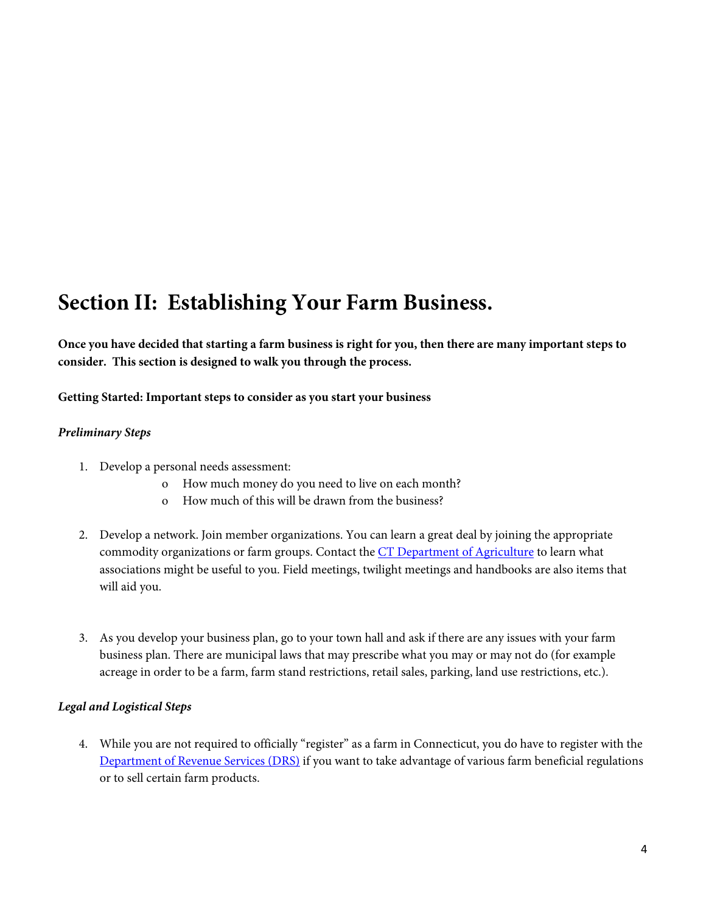# Section II: Establishing Your Farm Business.

**Once you have decided that starting a farm business is right for you, then there are many important steps to consider. This section is designed to walk you through the process.**

**Getting Started: Important steps to consider as you start your business**

***Preliminary Steps***

1. Develop a personal needs assessment:
    - How much money do you need to live on each month?
    - How much of this will be drawn from the business?

2. Develop a network. Join member organizations. You can learn a great deal by joining the appropriate commodity organizations or farm groups. Contact the CT Department of Agriculture to learn what associations might be useful to you. Field meetings, twilight meetings and handbooks are also items that will aid you.

3. As you develop your business plan, go to your town hall and ask if there are any issues with your farm business plan. There are municipal laws that may prescribe what you may or may not do (for example acreage in order to be a farm, farm stand restrictions, retail sales, parking, land use restrictions, etc.).

***Legal and Logistical Steps***

4. While you are not required to officially "register" as a farm in Connecticut, you do have to register with the Department of Revenue Services (DRS) if you want to take advantage of various farm beneficial regulations or to sell certain farm products.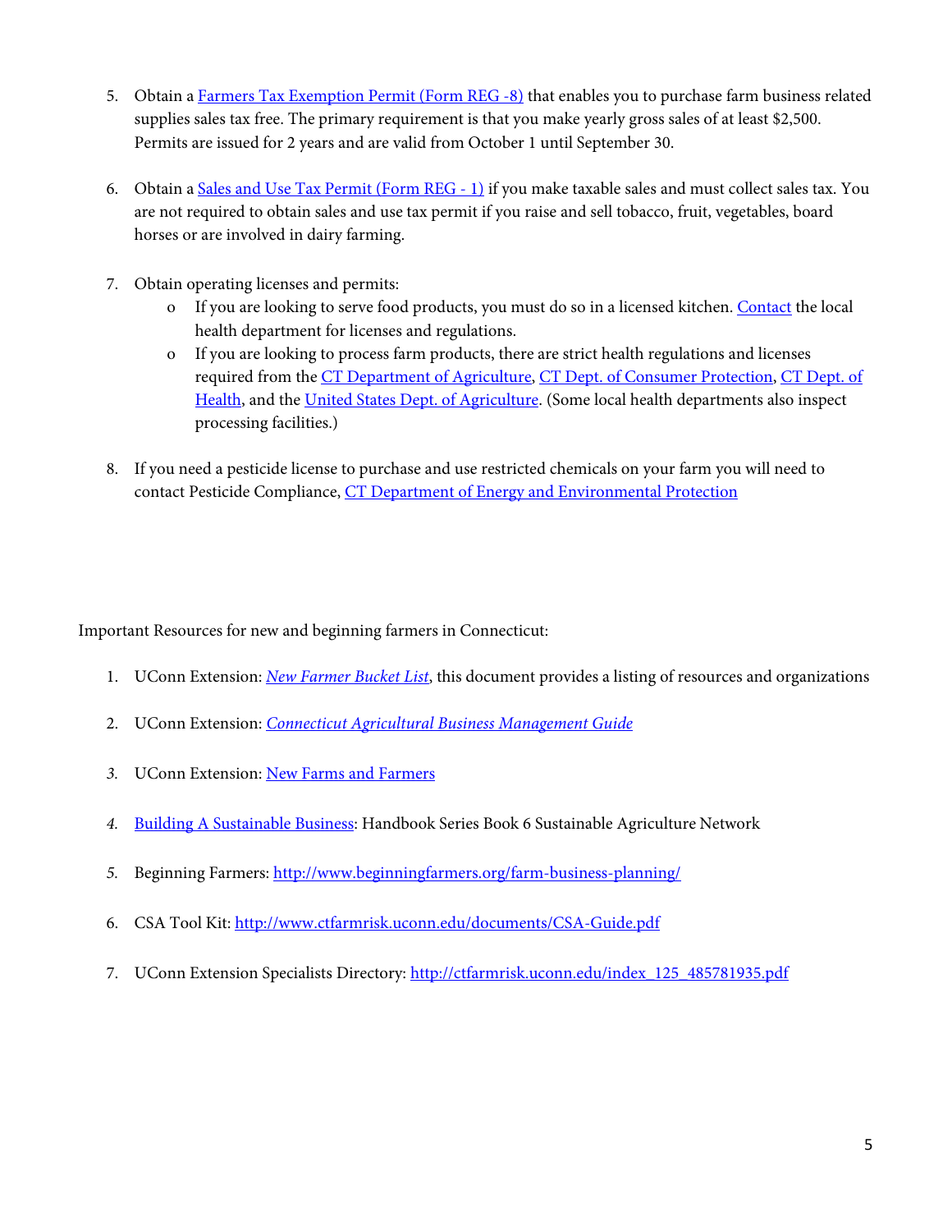5. Obtain a Farmers Tax Exemption Permit (Form REG -8) that enables you to purchase farm business related supplies sales tax free. The primary requirement is that you make yearly gross sales of at least $2,500. Permits are issued for 2 years and are valid from October 1 until September 30.

6. Obtain a Sales and Use Tax Permit (Form REG - 1) if you make taxable sales and must collect sales tax. You are not required to obtain sales and use tax permit if you raise and sell tobacco, fruit, vegetables, board horses or are involved in dairy farming.

7. Obtain operating licenses and permits:
   - If you are looking to serve food products, you must do so in a licensed kitchen. Contact the local health department for licenses and regulations.
   - If you are looking to process farm products, there are strict health regulations and licenses required from the CT Department of Agriculture, CT Dept. of Consumer Protection, CT Dept. of Health, and the United States Dept. of Agriculture. (Some local health departments also inspect processing facilities.)

8. If you need a pesticide license to purchase and use restricted chemicals on your farm you will need to contact Pesticide Compliance, CT Department of Energy and Environmental Protection

Important Resources for new and beginning farmers in Connecticut:

1. UConn Extension: *New Farmer Bucket List*, this document provides a listing of resources and organizations

2. UConn Extension: *Connecticut Agricultural Business Management Guide*

3. UConn Extension: New Farms and Farmers

4. Building A Sustainable Business: Handbook Series Book 6 Sustainable Agriculture Network

5. Beginning Farmers: http://www.beginningfarmers.org/farm-business-planning/

6. CSA Tool Kit: http://www.ctfarmrisk.uconn.edu/documents/CSA-Guide.pdf

7. UConn Extension Specialists Directory: http://ctfarmrisk.uconn.edu/index_125_485781935.pdf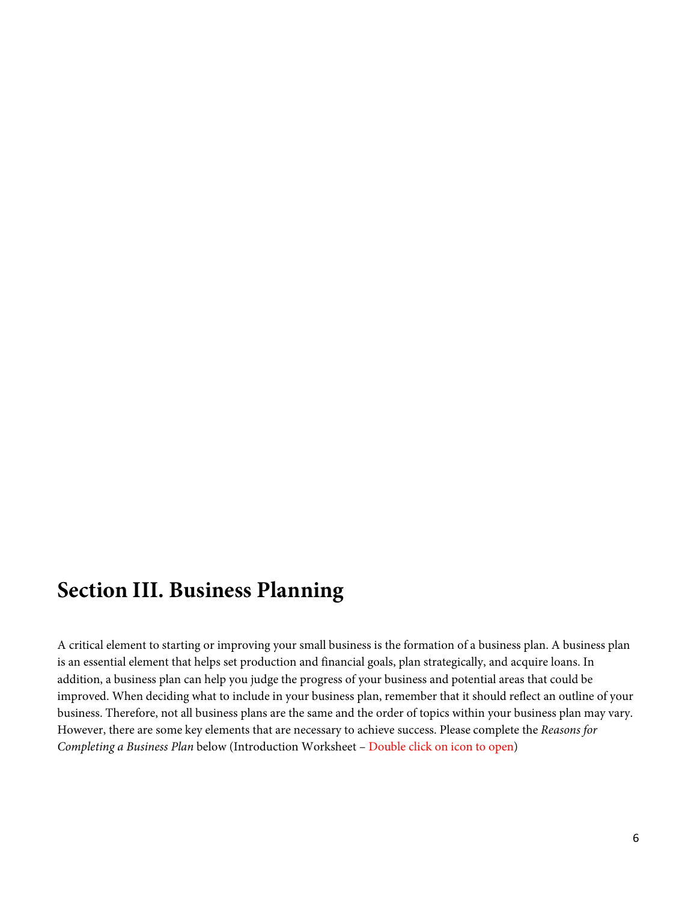## Section III. Business Planning

A critical element to starting or improving your small business is the formation of a business plan. A business plan is an essential element that helps set production and financial goals, plan strategically, and acquire loans. In addition, a business plan can help you judge the progress of your business and potential areas that could be improved. When deciding what to include in your business plan, remember that it should reflect an outline of your business. Therefore, not all business plans are the same and the order of topics within your business plan may vary. However, there are some key elements that are necessary to achieve success. Please complete the *Reasons for Completing a Business Plan* below (Introduction Worksheet – Double click on icon to open)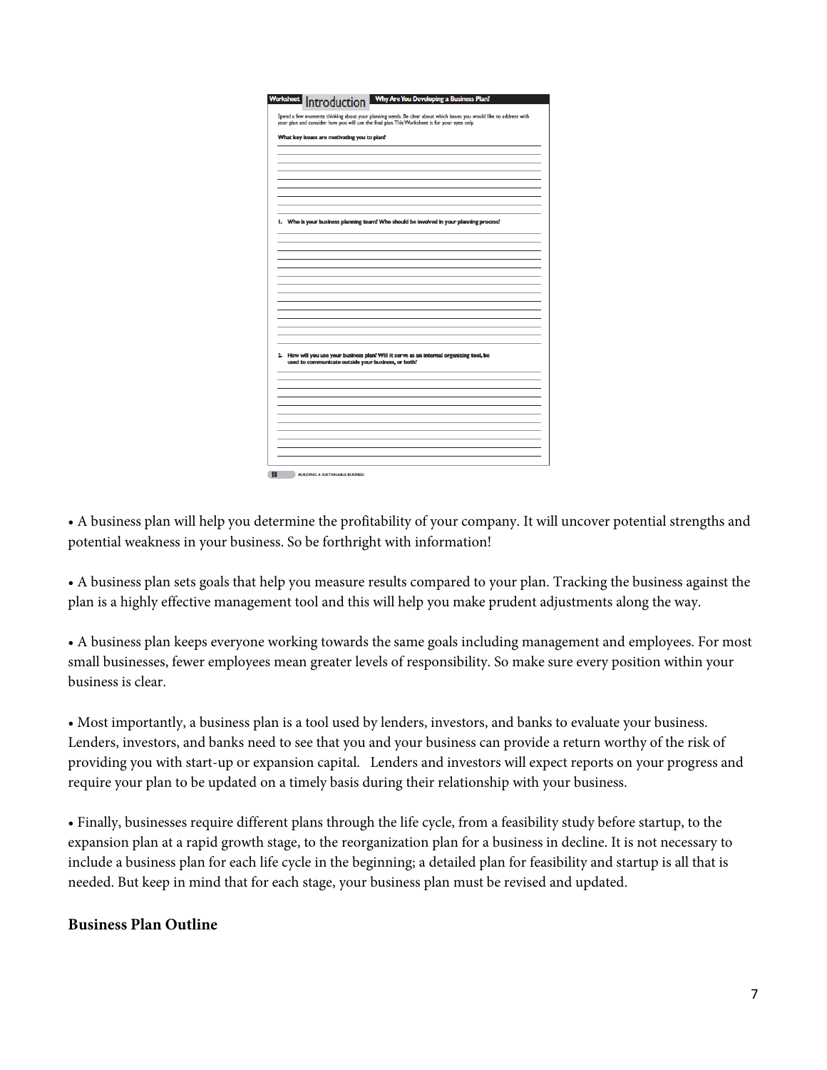**Worksheet** Introduction **Why Are You Developing a Business Plan?**

Spend a few moments thinking about your planning needs. Be clear about which issues you would like to address with your plan and consider how you will use the final plan. This Worksheet is for your eyes only.

**What key issues are motivating you to plan?**

**1. Who is your business planning team? Who should be involved in your planning process?**

**2. How will you use your business plan? Will it serve as an internal organizing tool, be used to communicate outside your business, or both?**

18 BUILDING A SUSTAINABLE BUSINESS

• A business plan will help you determine the profitability of your company. It will uncover potential strengths and potential weakness in your business. So be forthright with information!

• A business plan sets goals that help you measure results compared to your plan. Tracking the business against the plan is a highly effective management tool and this will help you make prudent adjustments along the way.

• A business plan keeps everyone working towards the same goals including management and employees. For most small businesses, fewer employees mean greater levels of responsibility. So make sure every position within your business is clear.

• Most importantly, a business plan is a tool used by lenders, investors, and banks to evaluate your business. Lenders, investors, and banks need to see that you and your business can provide a return worthy of the risk of providing you with start-up or expansion capital. Lenders and investors will expect reports on your progress and require your plan to be updated on a timely basis during their relationship with your business.

• Finally, businesses require different plans through the life cycle, from a feasibility study before startup, to the expansion plan at a rapid growth stage, to the reorganization plan for a business in decline. It is not necessary to include a business plan for each life cycle in the beginning; a detailed plan for feasibility and startup is all that is needed. But keep in mind that for each stage, your business plan must be revised and updated.

**Business Plan Outline**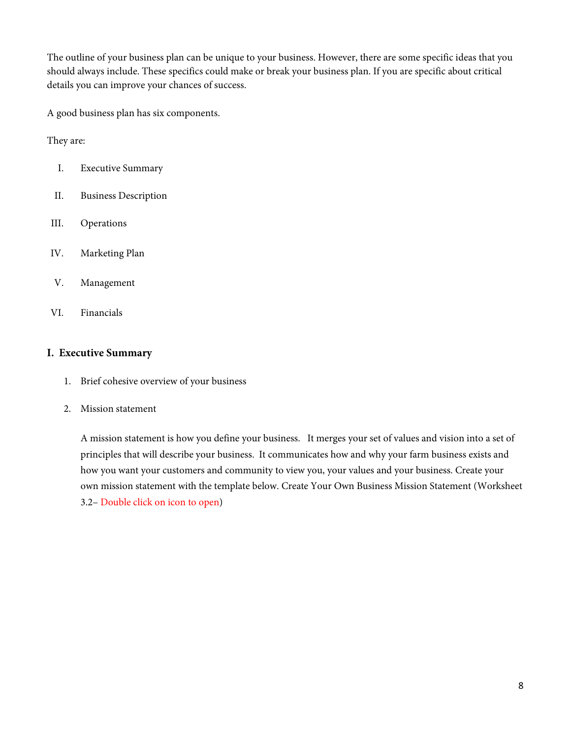The outline of your business plan can be unique to your business. However, there are some specific ideas that you should always include. These specifics could make or break your business plan. If you are specific about critical details you can improve your chances of success.

A good business plan has six components.

They are:

I. Executive Summary

II. Business Description

III. Operations

IV. Marketing Plan

V. Management

VI. Financials

## I. Executive Summary

1. Brief cohesive overview of your business

2. Mission statement

   A mission statement is how you define your business. It merges your set of values and vision into a set of principles that will describe your business. It communicates how and why your farm business exists and how you want your customers and community to view you, your values and your business. Create your own mission statement with the template below. Create Your Own Business Mission Statement (Worksheet 3.2– Double click on icon to open)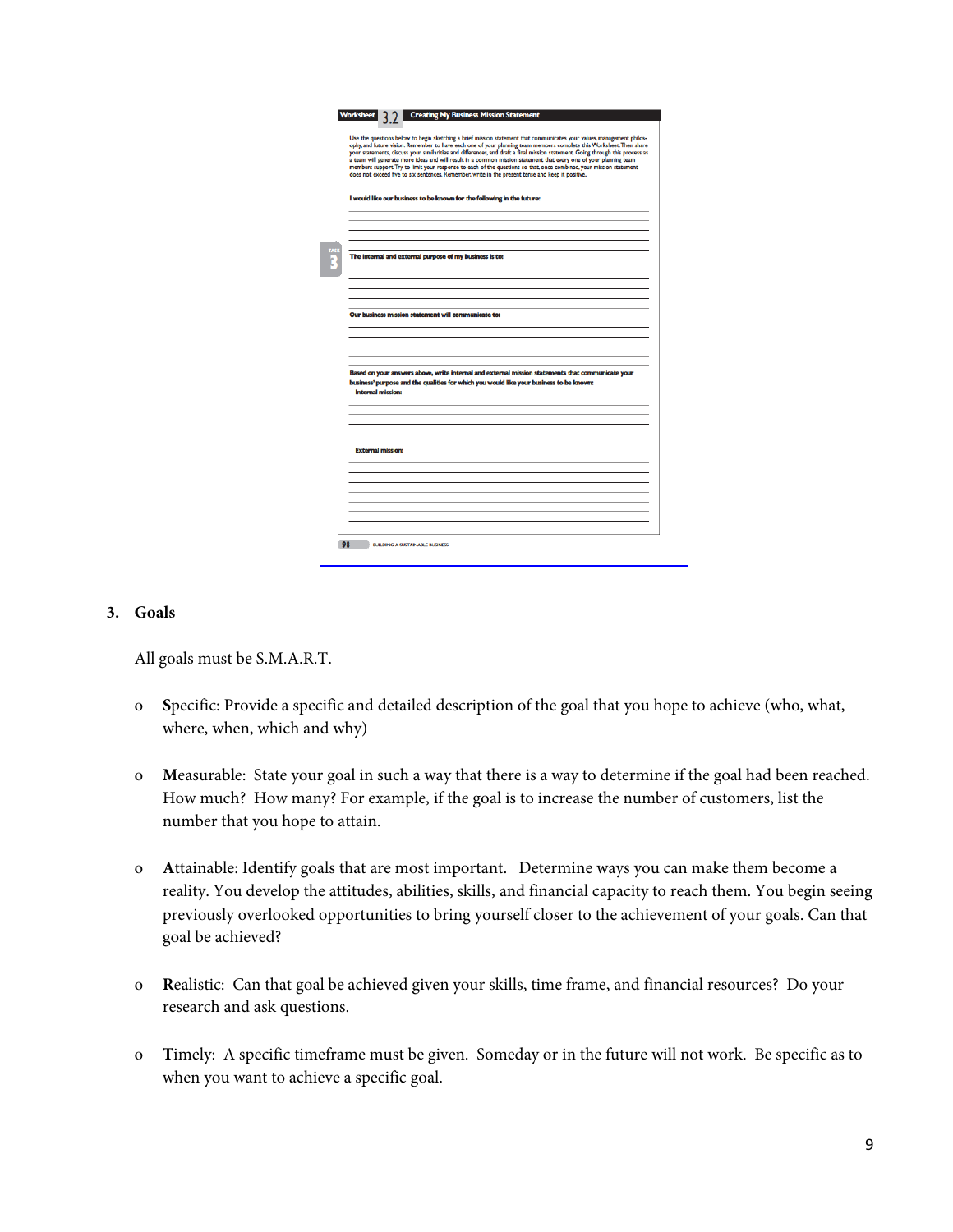**Worksheet 3.2 Creating My Business Mission Statement**

Use the questions below to begin sketching a brief mission statement that communicates your values, management philosophy, and future vision. Remember to have each one of your planning team members complete this Worksheet. Then share your statements, discuss your similarities and differences, and draft a final mission statement. Going through this process as a team will generate more ideas and will result in a common mission statement that every one of your planning team members support. Try to limit your response to each of the questions so that, once combined, your mission statement does not exceed five to six sentences. Remember, write in the present tense and keep it positive.

**I would like our business to be known for the following in the future:**

**The internal and external purpose of my business is to:**

**Our business mission statement will communicate to:**

**Based on your answers above, write internal and external mission statements that communicate your business' purpose and the qualities for which you would like your business to be known:**

**Internal mission:**

**External mission:**

## 3. Goals

All goals must be S.M.A.R.T.

- **S**pecific: Provide a specific and detailed description of the goal that you hope to achieve (who, what, where, when, which and why)
- **M**easurable: State your goal in such a way that there is a way to determine if the goal had been reached. How much? How many? For example, if the goal is to increase the number of customers, list the number that you hope to attain.
- **A**ttainable: Identify goals that are most important. Determine ways you can make them become a reality. You develop the attitudes, abilities, skills, and financial capacity to reach them. You begin seeing previously overlooked opportunities to bring yourself closer to the achievement of your goals. Can that goal be achieved?
- **R**ealistic: Can that goal be achieved given your skills, time frame, and financial resources? Do your research and ask questions.
- **T**imely: A specific timeframe must be given. Someday or in the future will not work. Be specific as to when you want to achieve a specific goal.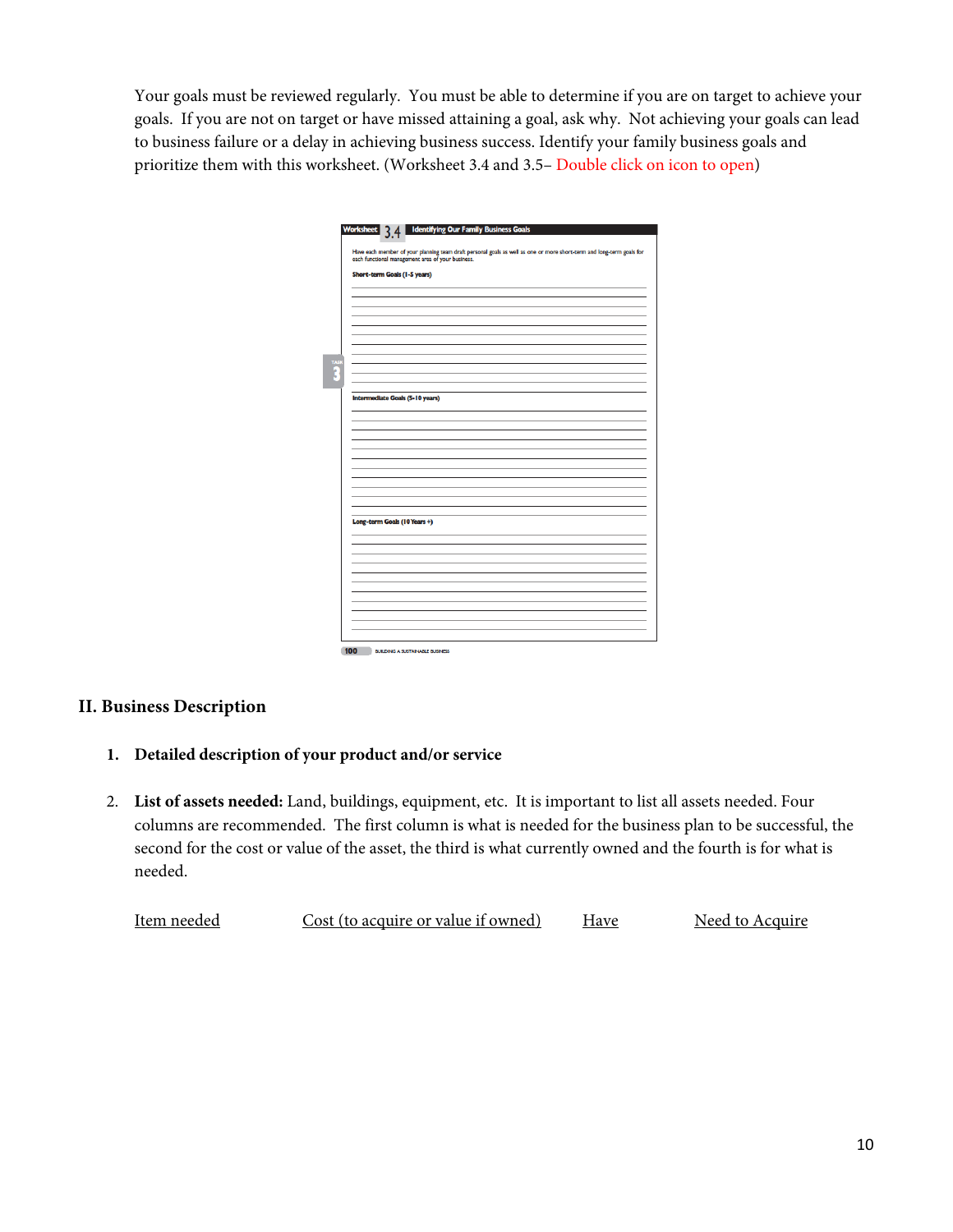Your goals must be reviewed regularly. You must be able to determine if you are on target to achieve your goals. If you are not on target or have missed attaining a goal, ask why. Not achieving your goals can lead to business failure or a delay in achieving business success. Identify your family business goals and prioritize them with this worksheet. (Worksheet 3.4 and 3.5– Double click on icon to open)

**Worksheet 3.4 Identifying Our Family Business Goals**

Have each member of your planning team draft personal goals as well as one or more short-term and long-term goals for each functional management area of your business.

**Short-term Goals (1-5 years)**

**Intermediate Goals (5-10 years)**

**Long-term Goals (10 Years +)**

## II. Business Description

1. **Detailed description of your product and/or service**

2. **List of assets needed:** Land, buildings, equipment, etc. It is important to list all assets needed. Four columns are recommended. The first column is what is needed for the business plan to be successful, the second for the cost or value of the asset, the third is what currently owned and the fourth is for what is needed.

| Item needed | Cost (to acquire or value if owned) | Have | Need to Acquire |
|---|---|---|---|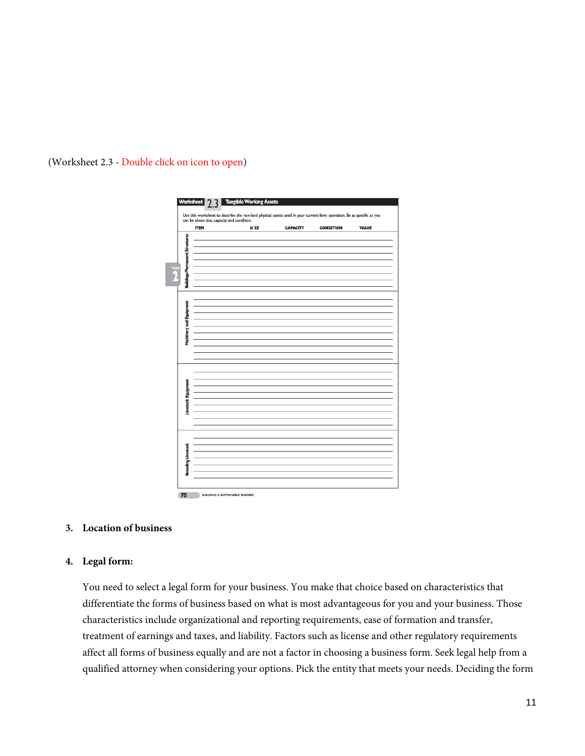(Worksheet 2.3 - Double click on icon to open)

**Worksheet 2.3 Tangible Working Assets**

Use this worksheet to describe the non-land physical assets used in your current farm operation. Be as specific as you can be about size, capacity and condition.

| | ITEM | SIZE | CAPACITY | CONDITION | VALUE |
|---|---|---|---|---|---|
| Buildings/Permanent Structures | | | | | |
| Machinery and Equipment | | | | | |
| Livestock Equipment | | | | | |
| Breeding Livestock | | | | | |

3. **Location of business**

4. **Legal form:**

   You need to select a legal form for your business. You make that choice based on characteristics that differentiate the forms of business based on what is most advantageous for you and your business. Those characteristics include organizational and reporting requirements, ease of formation and transfer, treatment of earnings and taxes, and liability. Factors such as license and other regulatory requirements affect all forms of business equally and are not a factor in choosing a business form. Seek legal help from a qualified attorney when considering your options. Pick the entity that meets your needs. Deciding the form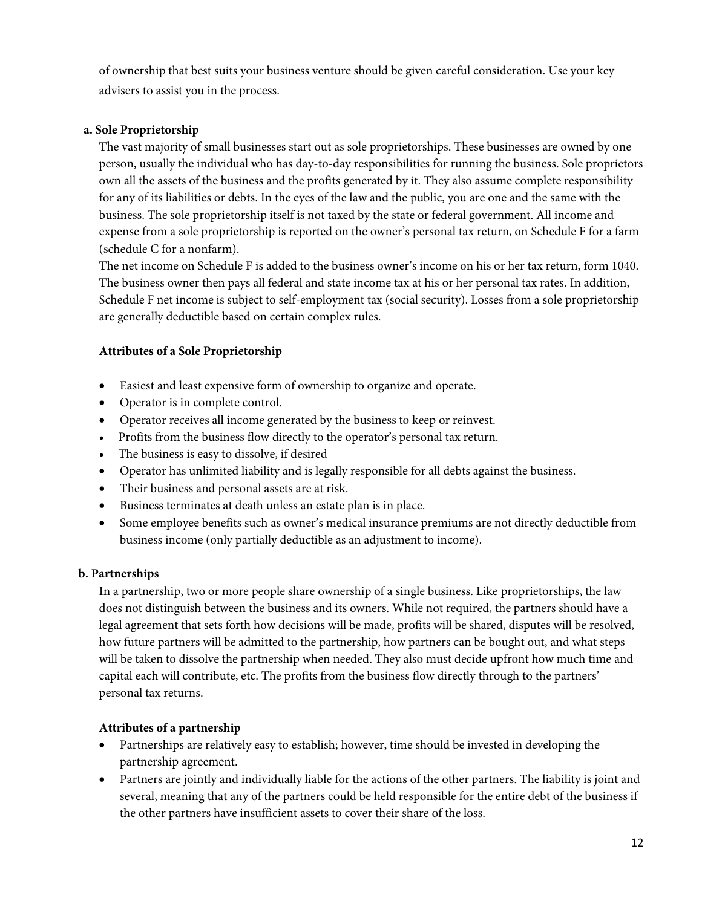of ownership that best suits your business venture should be given careful consideration. Use your key advisers to assist you in the process.

### a. Sole Proprietorship

The vast majority of small businesses start out as sole proprietorships. These businesses are owned by one person, usually the individual who has day-to-day responsibilities for running the business. Sole proprietors own all the assets of the business and the profits generated by it. They also assume complete responsibility for any of its liabilities or debts. In the eyes of the law and the public, you are one and the same with the business. The sole proprietorship itself is not taxed by the state or federal government. All income and expense from a sole proprietorship is reported on the owner's personal tax return, on Schedule F for a farm (schedule C for a nonfarm).

The net income on Schedule F is added to the business owner's income on his or her tax return, form 1040. The business owner then pays all federal and state income tax at his or her personal tax rates. In addition, Schedule F net income is subject to self-employment tax (social security). Losses from a sole proprietorship are generally deductible based on certain complex rules.

#### Attributes of a Sole Proprietorship

- Easiest and least expensive form of ownership to organize and operate.
- Operator is in complete control.
- Operator receives all income generated by the business to keep or reinvest.
- Profits from the business flow directly to the operator's personal tax return.
- The business is easy to dissolve, if desired
- Operator has unlimited liability and is legally responsible for all debts against the business.
- Their business and personal assets are at risk.
- Business terminates at death unless an estate plan is in place.
- Some employee benefits such as owner's medical insurance premiums are not directly deductible from business income (only partially deductible as an adjustment to income).

### b. Partnerships

In a partnership, two or more people share ownership of a single business. Like proprietorships, the law does not distinguish between the business and its owners. While not required, the partners should have a legal agreement that sets forth how decisions will be made, profits will be shared, disputes will be resolved, how future partners will be admitted to the partnership, how partners can be bought out, and what steps will be taken to dissolve the partnership when needed. They also must decide upfront how much time and capital each will contribute, etc. The profits from the business flow directly through to the partners' personal tax returns.

#### Attributes of a partnership

- Partnerships are relatively easy to establish; however, time should be invested in developing the partnership agreement.
- Partners are jointly and individually liable for the actions of the other partners. The liability is joint and several, meaning that any of the partners could be held responsible for the entire debt of the business if the other partners have insufficient assets to cover their share of the loss.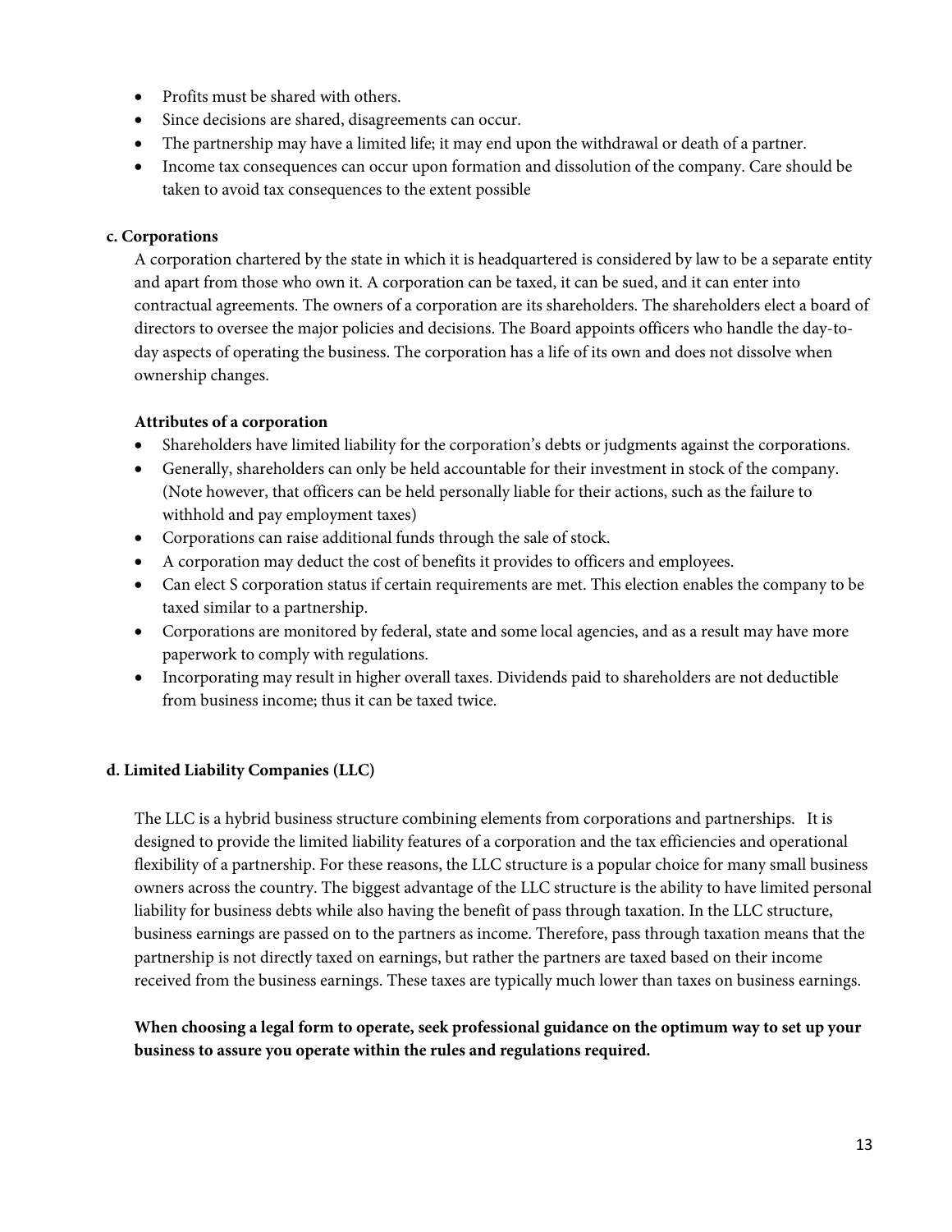- Profits must be shared with others.
- Since decisions are shared, disagreements can occur.
- The partnership may have a limited life; it may end upon the withdrawal or death of a partner.
- Income tax consequences can occur upon formation and dissolution of the company. Care should be taken to avoid tax consequences to the extent possible

**c. Corporations**

A corporation chartered by the state in which it is headquartered is considered by law to be a separate entity and apart from those who own it. A corporation can be taxed, it can be sued, and it can enter into contractual agreements. The owners of a corporation are its shareholders. The shareholders elect a board of directors to oversee the major policies and decisions. The Board appoints officers who handle the day-to-day aspects of operating the business. The corporation has a life of its own and does not dissolve when ownership changes.

**Attributes of a corporation**

- Shareholders have limited liability for the corporation's debts or judgments against the corporations.
- Generally, shareholders can only be held accountable for their investment in stock of the company. (Note however, that officers can be held personally liable for their actions, such as the failure to withhold and pay employment taxes)
- Corporations can raise additional funds through the sale of stock.
- A corporation may deduct the cost of benefits it provides to officers and employees.
- Can elect S corporation status if certain requirements are met. This election enables the company to be taxed similar to a partnership.
- Corporations are monitored by federal, state and some local agencies, and as a result may have more paperwork to comply with regulations.
- Incorporating may result in higher overall taxes. Dividends paid to shareholders are not deductible from business income; thus it can be taxed twice.

**d. Limited Liability Companies (LLC)**

The LLC is a hybrid business structure combining elements from corporations and partnerships. It is designed to provide the limited liability features of a corporation and the tax efficiencies and operational flexibility of a partnership. For these reasons, the LLC structure is a popular choice for many small business owners across the country. The biggest advantage of the LLC structure is the ability to have limited personal liability for business debts while also having the benefit of pass through taxation. In the LLC structure, business earnings are passed on to the partners as income. Therefore, pass through taxation means that the partnership is not directly taxed on earnings, but rather the partners are taxed based on their income received from the business earnings. These taxes are typically much lower than taxes on business earnings.

**When choosing a legal form to operate, seek professional guidance on the optimum way to set up your business to assure you operate within the rules and regulations required.**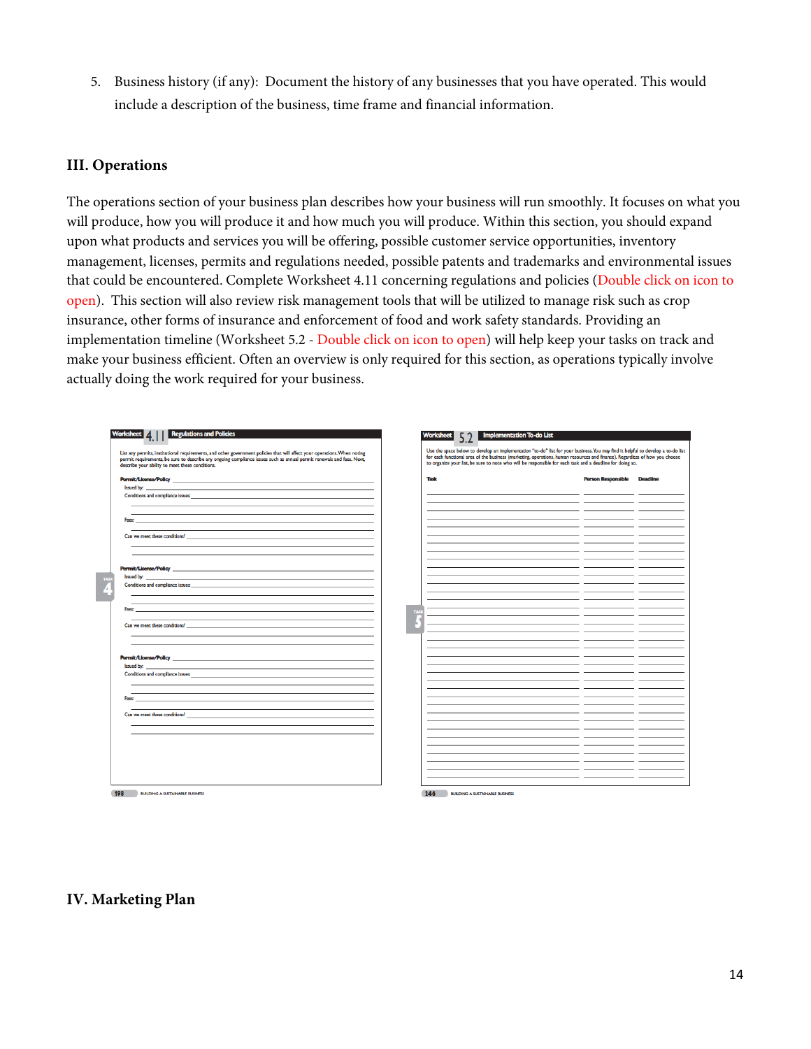5. Business history (if any): Document the history of any businesses that you have operated. This would include a description of the business, time frame and financial information.

## III. Operations

The operations section of your business plan describes how your business will run smoothly. It focuses on what you will produce, how you will produce it and how much you will produce. Within this section, you should expand upon what products and services you will be offering, possible customer service opportunities, inventory management, licenses, permits and regulations needed, possible patents and trademarks and environmental issues that could be encountered. Complete Worksheet 4.11 concerning regulations and policies (Double click on icon to open). This section will also review risk management tools that will be utilized to manage risk such as crop insurance, other forms of insurance and enforcement of food and work safety standards. Providing an implementation timeline (Worksheet 5.2 - Double click on icon to open) will help keep your tasks on track and make your business efficient. Often an overview is only required for this section, as operations typically involve actually doing the work required for your business.

## IV. Marketing Plan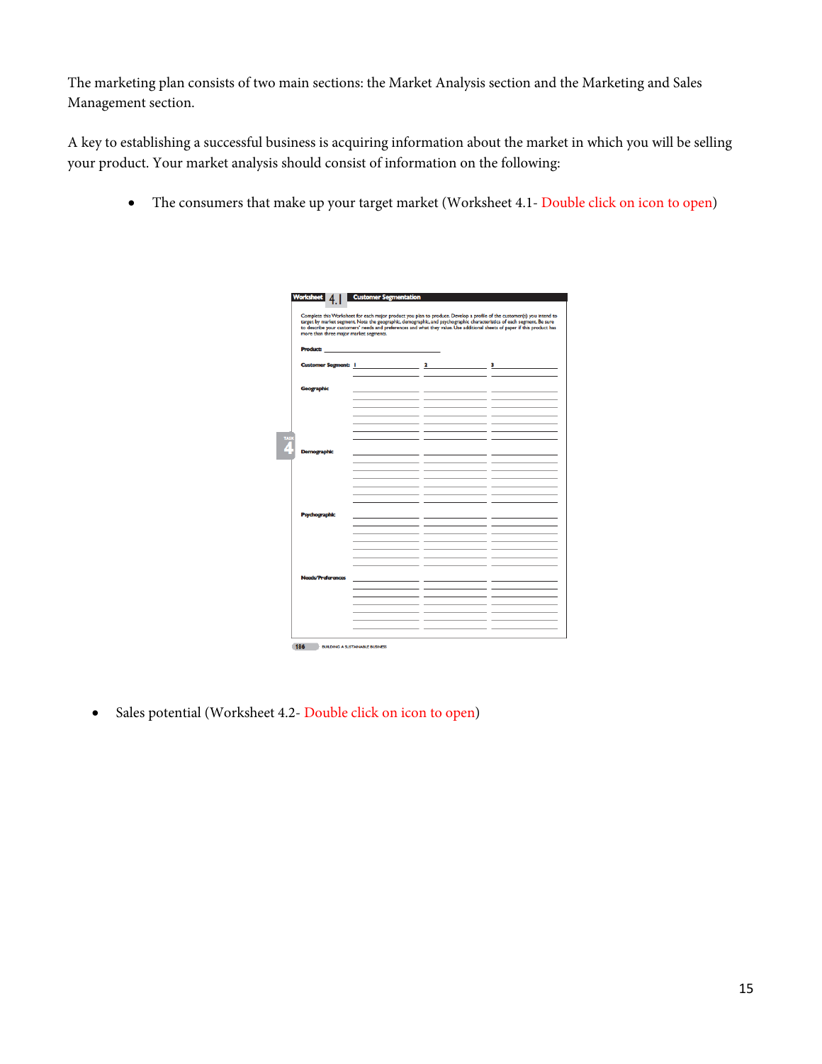The marketing plan consists of two main sections: the Market Analysis section and the Marketing and Sales Management section.

A key to establishing a successful business is acquiring information about the market in which you will be selling your product. Your market analysis should consist of information on the following:

- The consumers that make up your target market (Worksheet 4.1- Double click on icon to open)

- Sales potential (Worksheet 4.2- Double click on icon to open)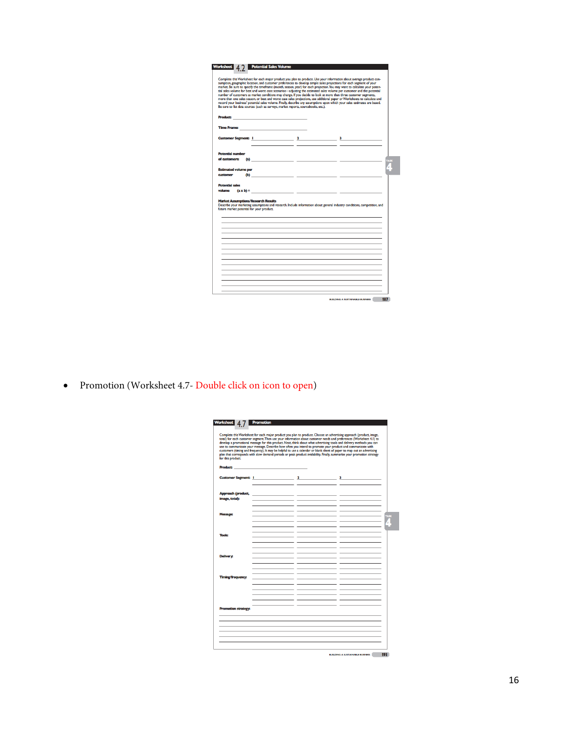## Worksheet 4.2 Potential Sales Volume

Complete this Worksheet for each major product you plan to produce. Use your information about average product consumption, geographic location, and customer preferences to develop simple sales projections for each segment of your market. Be sure to specify the timeframe (month, season, year) for each projection. You may want to calculate your potential sales volume for best and worst case scenarios—adjusting the estimated sales volume per customer and the potential number of customers as market conditions may change. If you decide to look at more than three customer segments, more than one sales season, or best and worst case sales projections, use additional paper or Worksheets to calculate and record your business' potential sales volume. Finally, describe any assumptions upon which your sales estimates are based. Be sure to list data sources (such as surveys, market reports, sourcebooks, etc.).

**Product:** ______________________

**Time Frame:** ______________________

| | | 1 | 2 | 3 |
|---|---|---|---|---|
| **Customer Segment:** | | | | |
| **Potential number of customers:** | (a) | | | |
| **Estimated volume per customer** | (b) | | | |
| **Potential sales volume** | (a x b) = | | | |

**Market Assumptions/Research Results**
Describe your marketing assumptions and research. Include information about general industry conditions, competition, and future market potential for your product.

- Promotion (Worksheet 4.7- Double click on icon to open)

## Worksheet 4.7 Promotion

Complete this Worksheet for each major product you plan to produce. Choose an advertising approach (product, image, total) for each customer segment. Then use your information about customer needs and preferences (Worksheet 4.1) to develop a promotional message for this product. Next, think about what advertising tools and delivery methods you can use to communicate your message. Describe how often you intend to promote your product and communicate with customers (timing and frequency). It may be helpful to use a calendar or blank sheet of paper to map out an advertising plan that corresponds with slow demand periods or peak product availability. Finally, summarize your promotion strategy for this product.

**Product:** ______________________

| | 1 | 2 | 3 |
|---|---|---|---|
| **Customer Segment:** | | | |
| **Approach (product, image, total):** | | | |
| **Message:** | | | |
| **Tools:** | | | |
| **Delivery:** | | | |
| **Timing/frequency:** | | | |

**Promotion strategy:**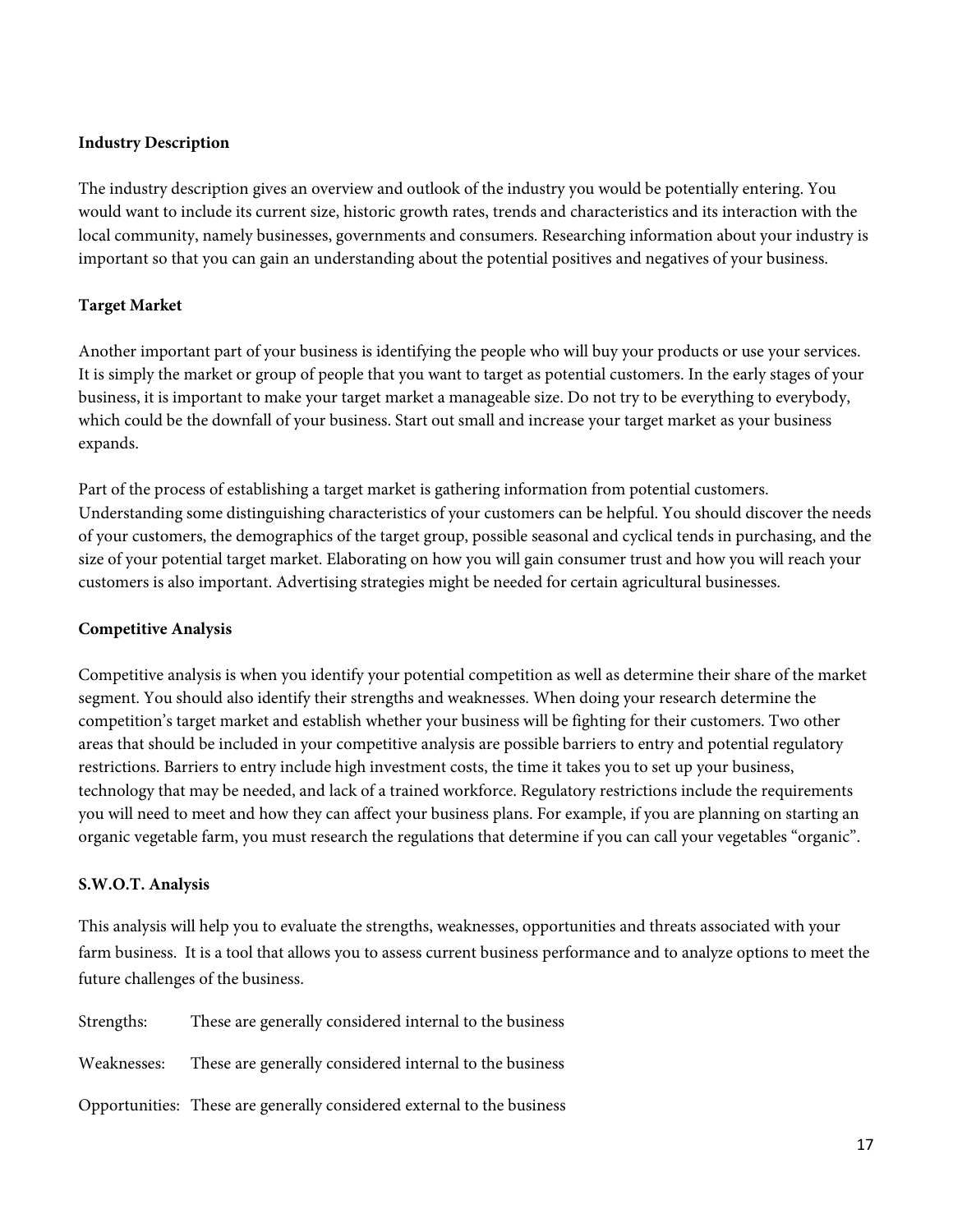**Industry Description**

The industry description gives an overview and outlook of the industry you would be potentially entering. You would want to include its current size, historic growth rates, trends and characteristics and its interaction with the local community, namely businesses, governments and consumers. Researching information about your industry is important so that you can gain an understanding about the potential positives and negatives of your business.

**Target Market**

Another important part of your business is identifying the people who will buy your products or use your services. It is simply the market or group of people that you want to target as potential customers. In the early stages of your business, it is important to make your target market a manageable size. Do not try to be everything to everybody, which could be the downfall of your business. Start out small and increase your target market as your business expands.

Part of the process of establishing a target market is gathering information from potential customers. Understanding some distinguishing characteristics of your customers can be helpful. You should discover the needs of your customers, the demographics of the target group, possible seasonal and cyclical tends in purchasing, and the size of your potential target market. Elaborating on how you will gain consumer trust and how you will reach your customers is also important. Advertising strategies might be needed for certain agricultural businesses.

**Competitive Analysis**

Competitive analysis is when you identify your potential competition as well as determine their share of the market segment. You should also identify their strengths and weaknesses. When doing your research determine the competition's target market and establish whether your business will be fighting for their customers. Two other areas that should be included in your competitive analysis are possible barriers to entry and potential regulatory restrictions. Barriers to entry include high investment costs, the time it takes you to set up your business, technology that may be needed, and lack of a trained workforce. Regulatory restrictions include the requirements you will need to meet and how they can affect your business plans. For example, if you are planning on starting an organic vegetable farm, you must research the regulations that determine if you can call your vegetables "organic".

**S.W.O.T. Analysis**

This analysis will help you to evaluate the strengths, weaknesses, opportunities and threats associated with your farm business. It is a tool that allows you to assess current business performance and to analyze options to meet the future challenges of the business.

Strengths: These are generally considered internal to the business

Weaknesses: These are generally considered internal to the business

Opportunities: These are generally considered external to the business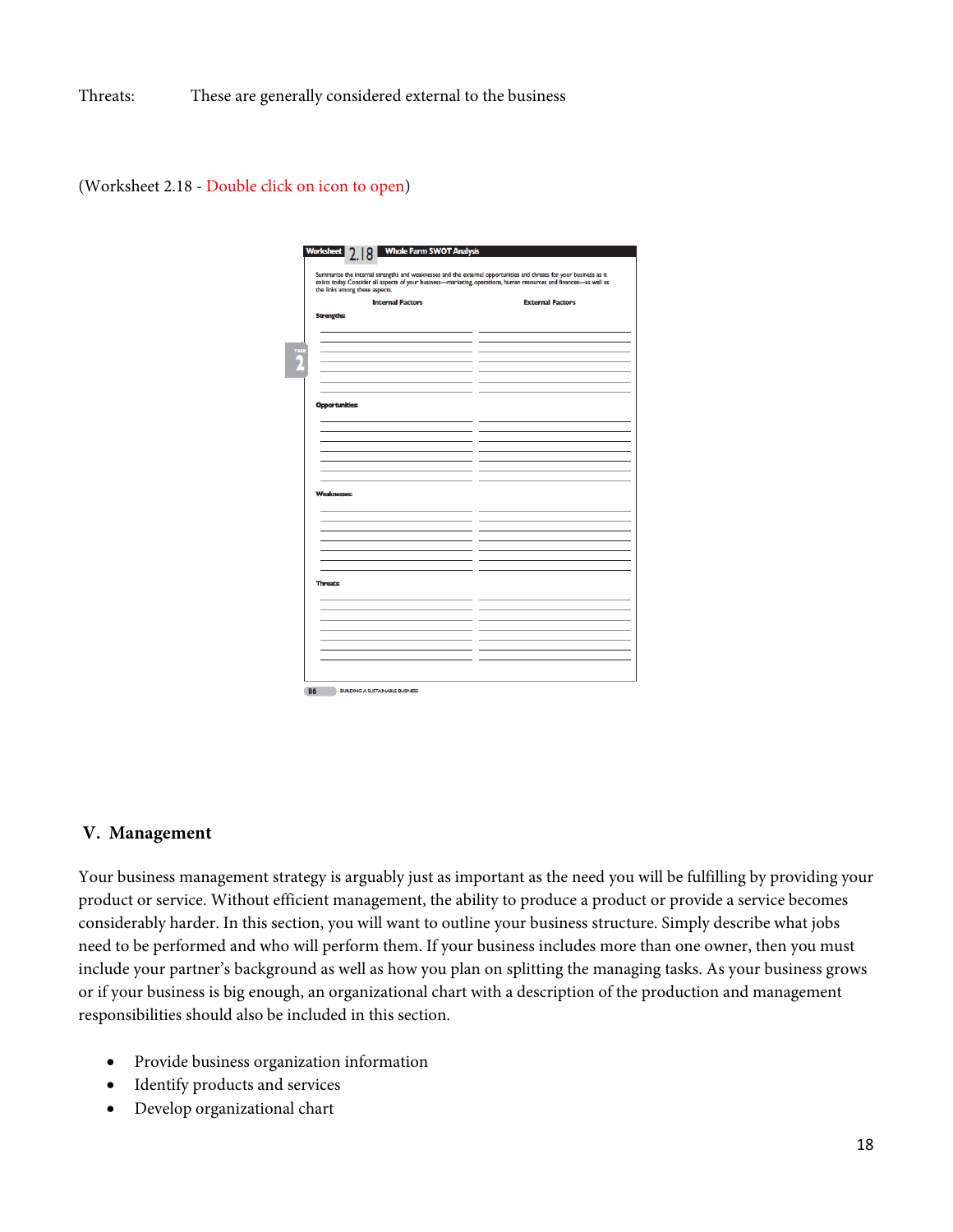Threats: These are generally considered external to the business

(Worksheet 2.18 - Double click on icon to open)

## V. Management

Your business management strategy is arguably just as important as the need you will be fulfilling by providing your product or service. Without efficient management, the ability to produce a product or provide a service becomes considerably harder. In this section, you will want to outline your business structure. Simply describe what jobs need to be performed and who will perform them. If your business includes more than one owner, then you must include your partner's background as well as how you plan on splitting the managing tasks. As your business grows or if your business is big enough, an organizational chart with a description of the production and management responsibilities should also be included in this section.

- Provide business organization information
- Identify products and services
- Develop organizational chart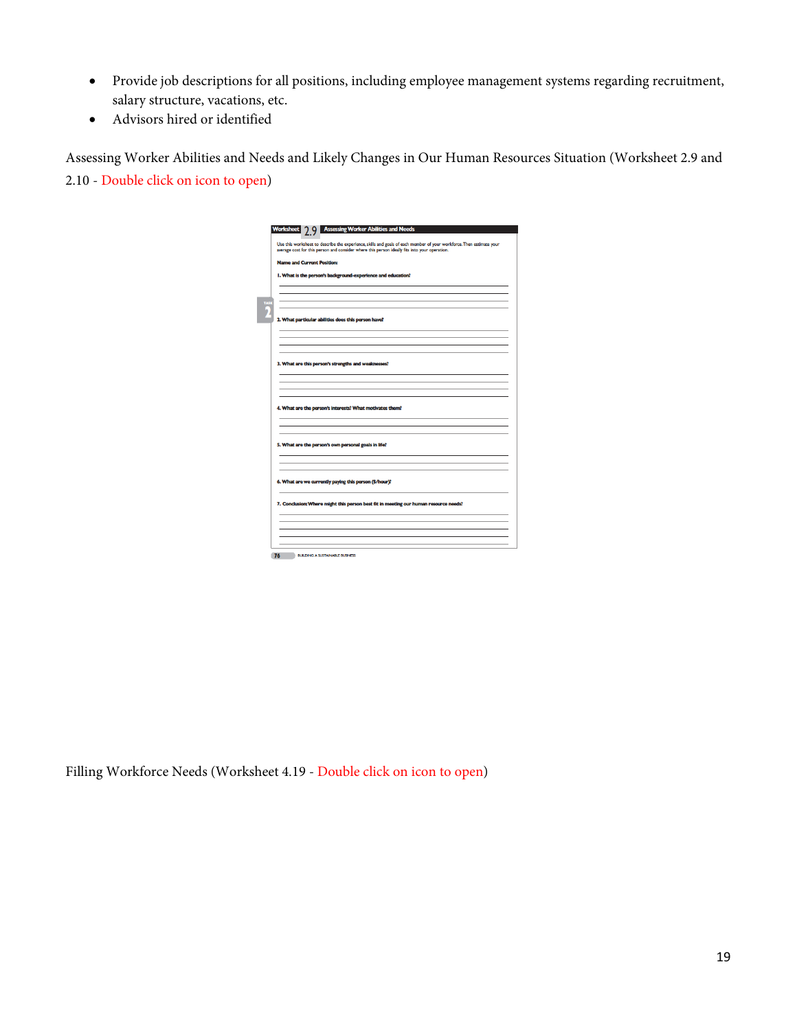- Provide job descriptions for all positions, including employee management systems regarding recruitment, salary structure, vacations, etc.
- Advisors hired or identified

Assessing Worker Abilities and Needs and Likely Changes in Our Human Resources Situation (Worksheet 2.9 and 2.10 - Double click on icon to open)

**Worksheet 2.9 Assessing Worker Abilities and Needs**

Use this worksheet to describe the experience, skills and goals of each member of your workforce. Then estimate your average cost for this person and consider where this person ideally fits into your operation.

**Name and Current Position:**

**1. What is the person's background–experience and education?**

**2. What particular abilities does this person have?**

**3. What are this person's strengths and weaknesses?**

**4. What are the person's interests? What motivates them?**

**5. What are the person's own personal goals in life?**

**6. What are we currently paying this person ($/hour)?**

**7. Conclusion: Where might this person best fit in meeting our human resource needs?**

Filling Workforce Needs (Worksheet 4.19 - Double click on icon to open)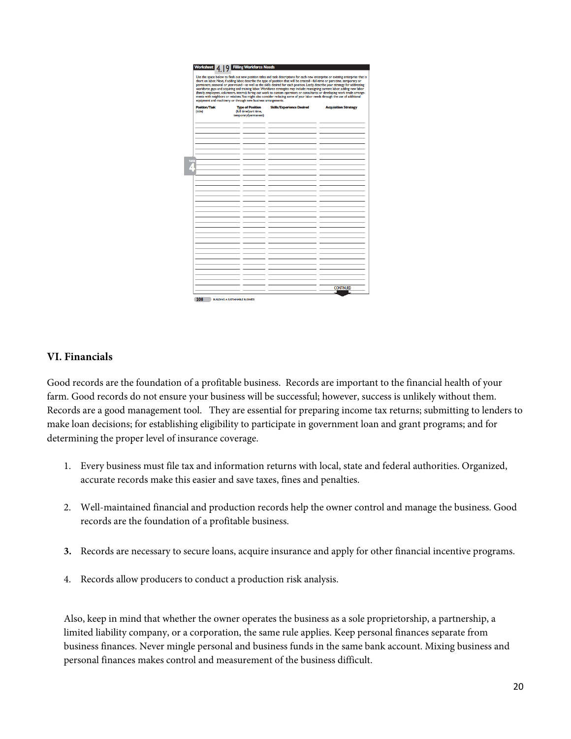**Worksheet 4.19 Filling Workforce Needs**

Use the space below to flesh out new position titles and task descriptions for each new enterprise or existing enterprise that is short on labor. Next, if adding labor, describe the type of position that will be created—full-time or part-time, temporary or permanent, seasonal or year-round—as well as the skills desired for each position. Lastly, describe your strategy for addressing workforce gaps and acquiring and training labor. Workforce strategies may include: reassigning current labor; adding new labor (family, employees, volunteers, interns); hiring out work to custom operators or consultants; or developing work trade arrangements with neighbors or relatives. You might also consider reducing some of your labor needs through the use of additional equipment and machinery or through new business arrangements.

| Position/Task (title) | Type of Position (full time/part time, temporary/permanent) | Skills/Experience Desired | Acquisition Strategy |
|---|---|---|---|
| | | | |

CONTINUED

## VI. Financials

Good records are the foundation of a profitable business. Records are important to the financial health of your farm. Good records do not ensure your business will be successful; however, success is unlikely without them. Records are a good management tool. They are essential for preparing income tax returns; submitting to lenders to make loan decisions; for establishing eligibility to participate in government loan and grant programs; and for determining the proper level of insurance coverage.

1. Every business must file tax and information returns with local, state and federal authorities. Organized, accurate records make this easier and save taxes, fines and penalties.

2. Well-maintained financial and production records help the owner control and manage the business. Good records are the foundation of a profitable business.

3. Records are necessary to secure loans, acquire insurance and apply for other financial incentive programs.

4. Records allow producers to conduct a production risk analysis.

Also, keep in mind that whether the owner operates the business as a sole proprietorship, a partnership, a limited liability company, or a corporation, the same rule applies. Keep personal finances separate from business finances. Never mingle personal and business funds in the same bank account. Mixing business and personal finances makes control and measurement of the business difficult.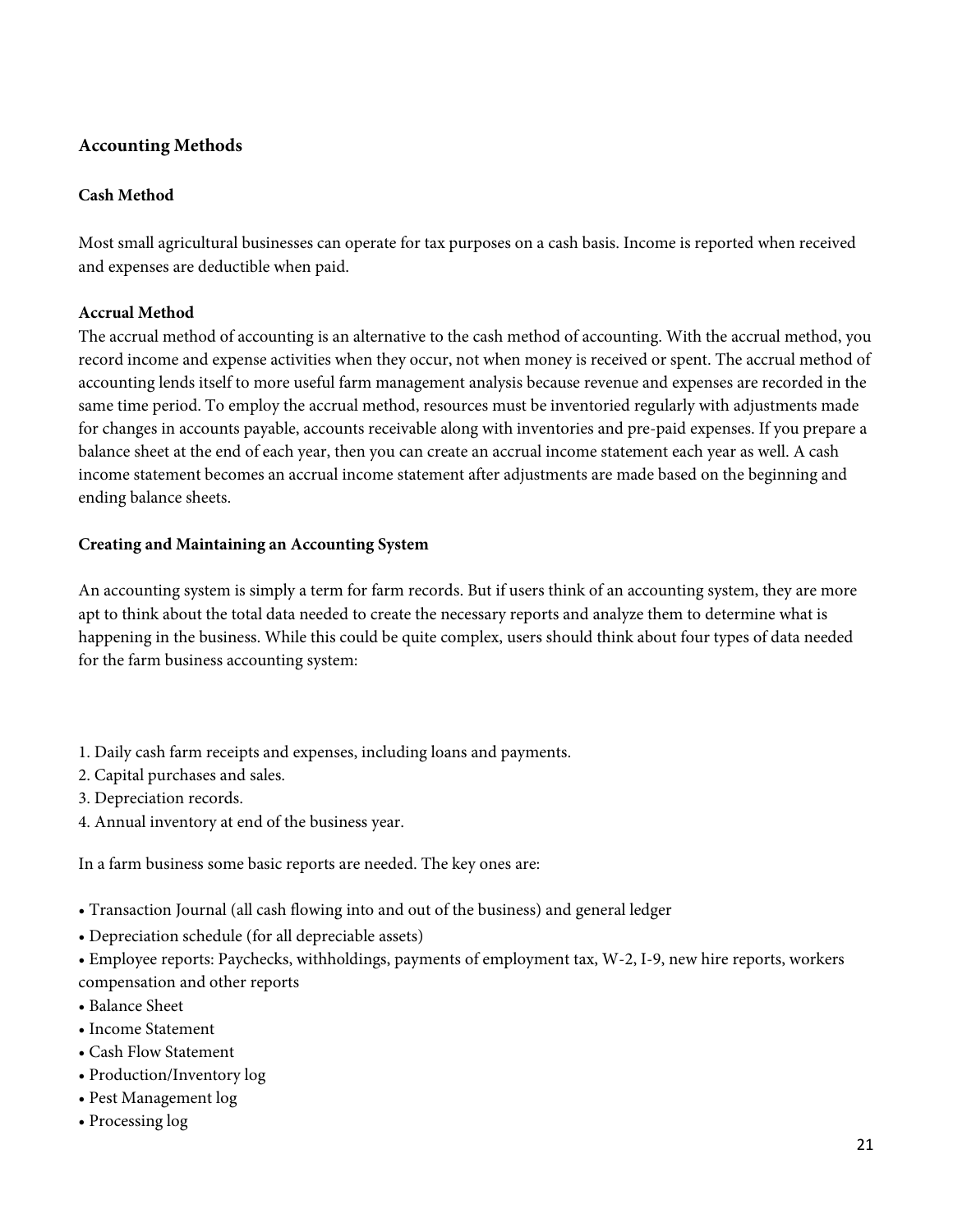## Accounting Methods

### Cash Method

Most small agricultural businesses can operate for tax purposes on a cash basis. Income is reported when received and expenses are deductible when paid.

### Accrual Method

The accrual method of accounting is an alternative to the cash method of accounting. With the accrual method, you record income and expense activities when they occur, not when money is received or spent. The accrual method of accounting lends itself to more useful farm management analysis because revenue and expenses are recorded in the same time period. To employ the accrual method, resources must be inventoried regularly with adjustments made for changes in accounts payable, accounts receivable along with inventories and pre-paid expenses. If you prepare a balance sheet at the end of each year, then you can create an accrual income statement each year as well. A cash income statement becomes an accrual income statement after adjustments are made based on the beginning and ending balance sheets.

### Creating and Maintaining an Accounting System

An accounting system is simply a term for farm records. But if users think of an accounting system, they are more apt to think about the total data needed to create the necessary reports and analyze them to determine what is happening in the business. While this could be quite complex, users should think about four types of data needed for the farm business accounting system:

1. Daily cash farm receipts and expenses, including loans and payments.
2. Capital purchases and sales.
3. Depreciation records.
4. Annual inventory at end of the business year.

In a farm business some basic reports are needed. The key ones are:

- Transaction Journal (all cash flowing into and out of the business) and general ledger
- Depreciation schedule (for all depreciable assets)
- Employee reports: Paychecks, withholdings, payments of employment tax, W-2, I-9, new hire reports, workers compensation and other reports
- Balance Sheet
- Income Statement
- Cash Flow Statement
- Production/Inventory log
- Pest Management log
- Processing log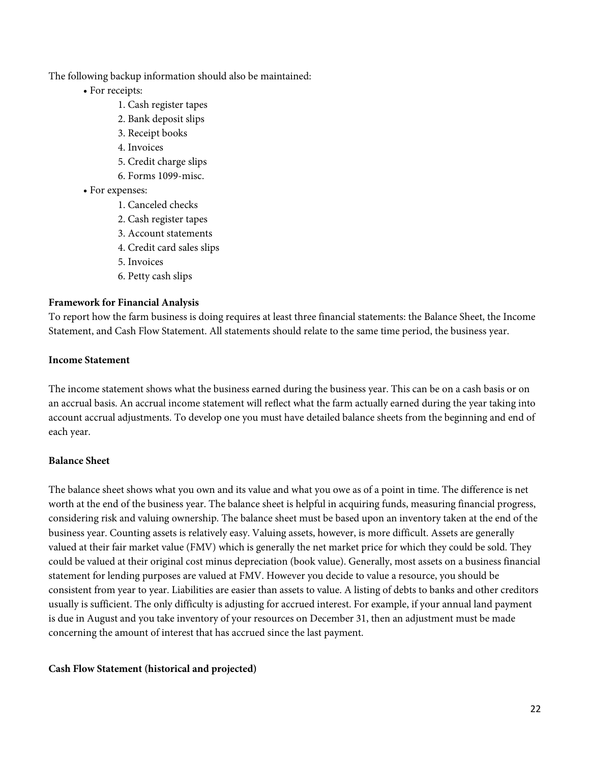The following backup information should also be maintained:

- For receipts:
    1. Cash register tapes
    2. Bank deposit slips
    3. Receipt books
    4. Invoices
    5. Credit charge slips
    6. Forms 1099-misc.
- For expenses:
    1. Canceled checks
    2. Cash register tapes
    3. Account statements
    4. Credit card sales slips
    5. Invoices
    6. Petty cash slips

**Framework for Financial Analysis**

To report how the farm business is doing requires at least three financial statements: the Balance Sheet, the Income Statement, and Cash Flow Statement. All statements should relate to the same time period, the business year.

**Income Statement**

The income statement shows what the business earned during the business year. This can be on a cash basis or on an accrual basis. An accrual income statement will reflect what the farm actually earned during the year taking into account accrual adjustments. To develop one you must have detailed balance sheets from the beginning and end of each year.

**Balance Sheet**

The balance sheet shows what you own and its value and what you owe as of a point in time. The difference is net worth at the end of the business year. The balance sheet is helpful in acquiring funds, measuring financial progress, considering risk and valuing ownership. The balance sheet must be based upon an inventory taken at the end of the business year. Counting assets is relatively easy. Valuing assets, however, is more difficult. Assets are generally valued at their fair market value (FMV) which is generally the net market price for which they could be sold. They could be valued at their original cost minus depreciation (book value). Generally, most assets on a business financial statement for lending purposes are valued at FMV. However you decide to value a resource, you should be consistent from year to year. Liabilities are easier than assets to value. A listing of debts to banks and other creditors usually is sufficient. The only difficulty is adjusting for accrued interest. For example, if your annual land payment is due in August and you take inventory of your resources on December 31, then an adjustment must be made concerning the amount of interest that has accrued since the last payment.

**Cash Flow Statement (historical and projected)**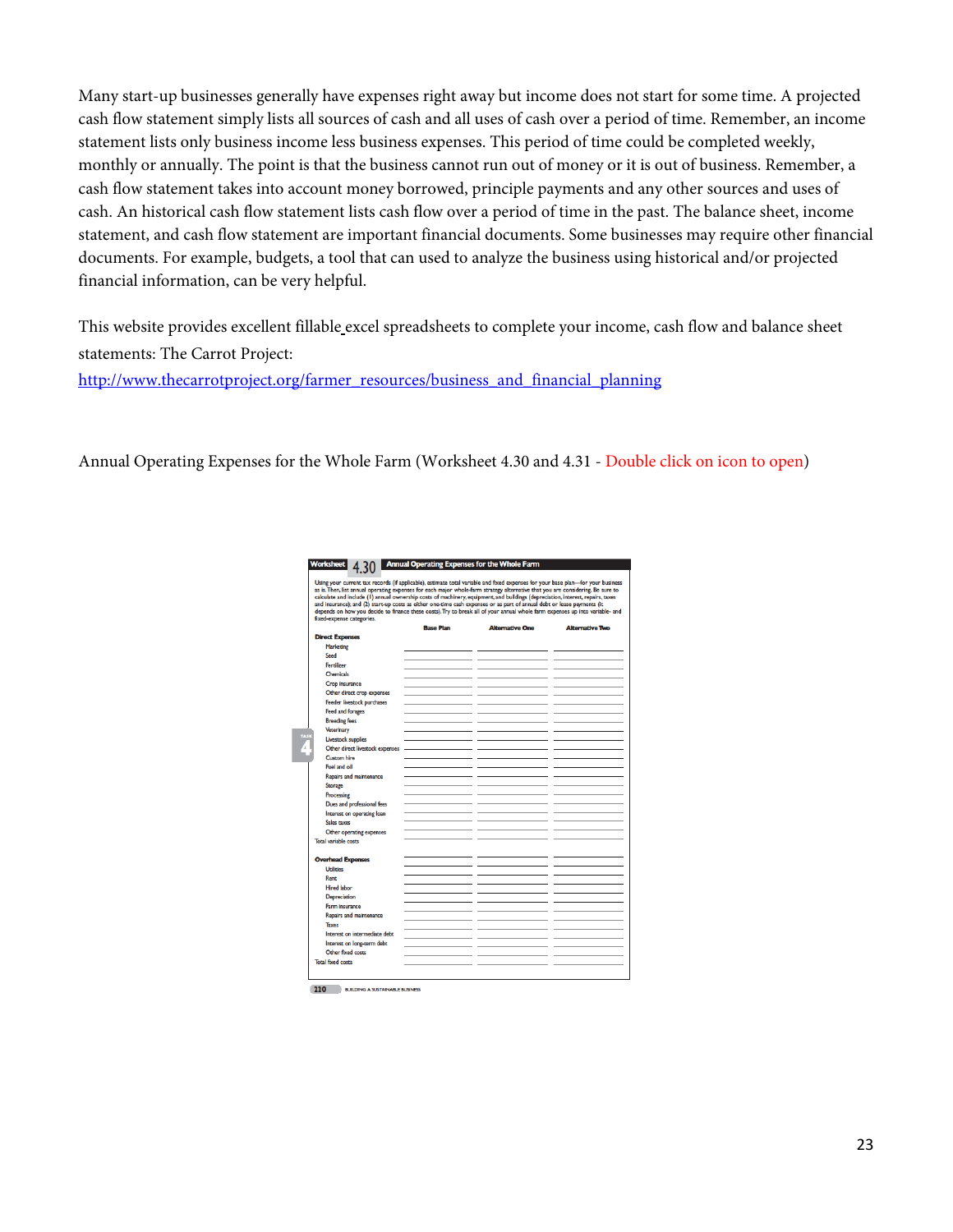Many start-up businesses generally have expenses right away but income does not start for some time. A projected cash flow statement simply lists all sources of cash and all uses of cash over a period of time. Remember, an income statement lists only business income less business expenses. This period of time could be completed weekly, monthly or annually. The point is that the business cannot run out of money or it is out of business. Remember, a cash flow statement takes into account money borrowed, principle payments and any other sources and uses of cash. An historical cash flow statement lists cash flow over a period of time in the past. The balance sheet, income statement, and cash flow statement are important financial documents. Some businesses may require other financial documents. For example, budgets, a tool that can used to analyze the business using historical and/or projected financial information, can be very helpful.

This website provides excellent fillable excel spreadsheets to complete your income, cash flow and balance sheet statements: The Carrot Project:
http://www.thecarrotproject.org/farmer_resources/business_and_financial_planning

Annual Operating Expenses for the Whole Farm (Worksheet 4.30 and 4.31 - Double click on icon to open)

**Worksheet 4.30 Annual Operating Expenses for the Whole Farm**

Using your current tax records (if applicable), estimate total variable and fixed expenses for your base plan—for your business as is. Then, list annual operating expenses for each major whole-farm strategy alternative that you are considering. Be sure to calculate and include (1) annual ownership costs of machinery, equipment, and buildings (depreciation, interest, repairs, taxes and insurance); and (2) start-up costs as either one-time cash expenses or as part of annual debt or lease payments (it depends on how you decide to finance these costs). Try to break all of your annual whole farm expenses up into variable- and fixed-expense categories.

| | Base Plan | Alternative One | Alternative Two |
|---|---|---|---|
| **Direct Expenses** | | | |
| Marketing | | | |
| Seed | | | |
| Fertilizer | | | |
| Chemicals | | | |
| Crop insurance | | | |
| Other direct crop expenses | | | |
| Feeder livestock purchases | | | |
| Feed and forages | | | |
| Breeding fees | | | |
| Veterinary | | | |
| Livestock supplies | | | |
| Other direct livestock expenses | | | |
| Custom hire | | | |
| Fuel and oil | | | |
| Repairs and maintenance | | | |
| Storage | | | |
| Processing | | | |
| Dues and professional fees | | | |
| Interest on operating loan | | | |
| Sales taxes | | | |
| Other operating expenses | | | |
| Total variable costs | | | |
| **Overhead Expenses** | | | |
| Utilities | | | |
| Rent | | | |
| Hired labor | | | |
| Depreciation | | | |
| Farm insurance | | | |
| Repairs and maintenance | | | |
| Taxes | | | |
| Interest on intermediate debt | | | |
| Interest on long-term debt | | | |
| Other fixed costs | | | |
| Total fixed costs | | | |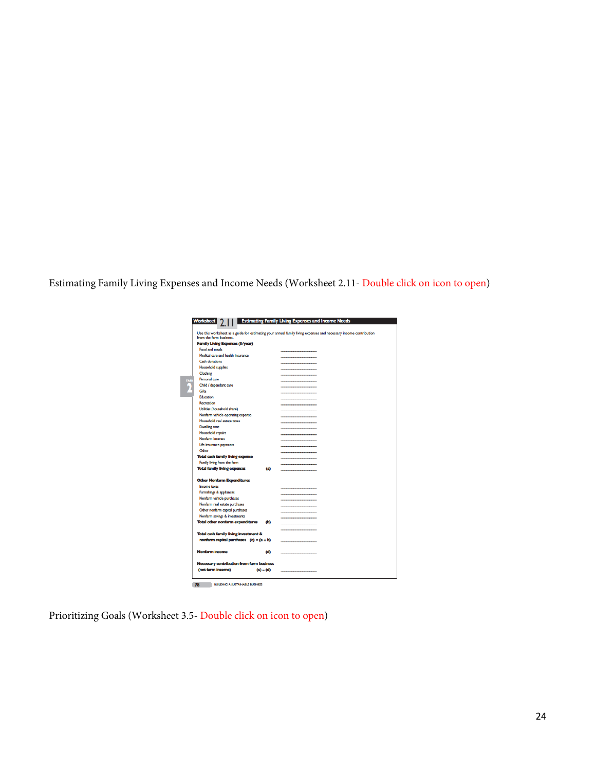Estimating Family Living Expenses and Income Needs (Worksheet 2.11- Double click on icon to open)

**Worksheet 2.11** **Estimating Family Living Expenses and Income Needs**

Use this worksheet as a guide for estimating your annual family living expenses and necessary income contribution from the farm business.

**Family Living Expenses ($/year)**

| | | |
|---|---|---|
| Food and meals | | ________ |
| Medical care and health insurance | | ________ |
| Cash donations | | ________ |
| Household supplies | | ________ |
| Clothing | | ________ |
| Personal care | | ________ |
| Child / dependent care | | ________ |
| Gifts | | ________ |
| Education | | ________ |
| Recreation | | ________ |
| Utilities (household share) | | ________ |
| Nonfarm vehicle operating expense | | ________ |
| Household real estate taxes | | ________ |
| Dwelling rent | | ________ |
| Household repairs | | ________ |
| Nonfarm interest | | ________ |
| Life insurance payments | | ________ |
| Other | | ________ |
| **Total cash family living expense** | | ________ |
| Family living from the farm | | ________ |
| **Total family living expenses** | **(a)** | ________ |

**Other Nonfarm Expenditures**

| | | |
|---|---|---|
| Income taxes | | ________ |
| Furnishings & appliances | | ________ |
| Nonfarm vehicle purchases | | ________ |
| Nonfarm real estate purchases | | ________ |
| Other nonfarm capital purchases | | ________ |
| Nonfarm savings & investments | | ________ |
| **Total other nonfarm expenditures** | **(b)** | ________ |
| **Total cash family living investment & nonfarm capital purchases** | **(c) = (a + b)** | ________ |
| **Nonfarm income** | **(d)** | ________ |
| **Necessary contribution from farm business (net farm income)** | **(c) – (d)** | ________ |

Prioritizing Goals (Worksheet 3.5- Double click on icon to open)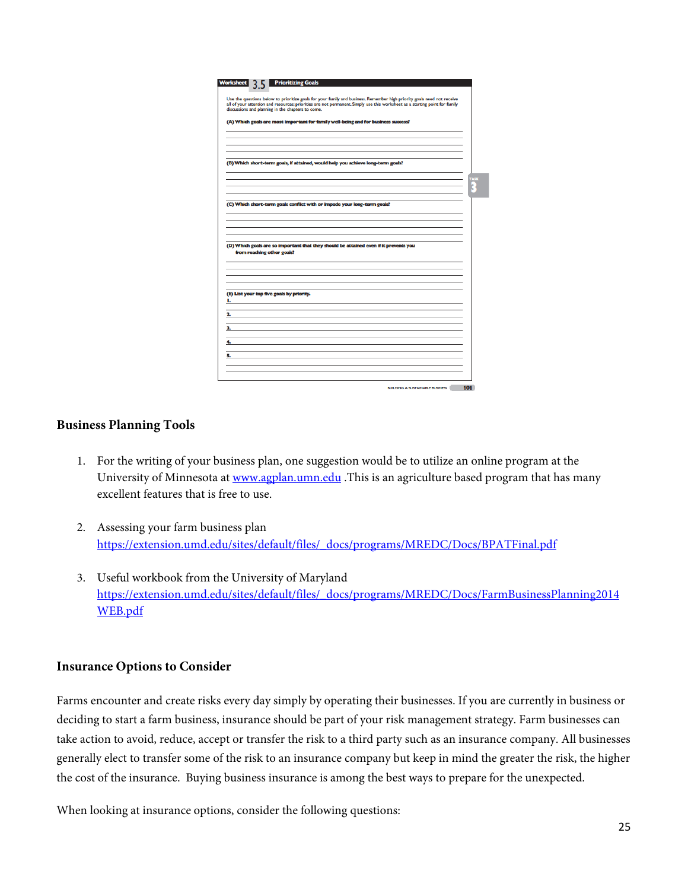**Worksheet 3.5 Prioritizing Goals**

Use the questions below to prioritize goals for your family and business. Remember high priority goals need not receive all of your attention and resources; priorities are not permanent. Simply use this worksheet as a starting point for family discussions and planning in the chapters to come.

**(A) Which goals are most important for family well-being and for business success?**

**(B) Which short-term goals, if attained, would help you achieve long-term goals?**

**(C) Which short-term goals conflict with or impede your long-term goals?**

**(D) Which goals are so important that they should be attained even if it prevents you from reaching other goals?**

**(E) List your top five goals by priority.**

1.
2.
3.
4.
5.

### Business Planning Tools

1. For the writing of your business plan, one suggestion would be to utilize an online program at the University of Minnesota at www.agplan.umn.edu .This is an agriculture based program that has many excellent features that is free to use.

2. Assessing your farm business plan
https://extension.umd.edu/sites/default/files/_docs/programs/MREDC/Docs/BPATFinal.pdf

3. Useful workbook from the University of Maryland
https://extension.umd.edu/sites/default/files/_docs/programs/MREDC/Docs/FarmBusinessPlanning2014WEB.pdf

### Insurance Options to Consider

Farms encounter and create risks every day simply by operating their businesses. If you are currently in business or deciding to start a farm business, insurance should be part of your risk management strategy. Farm businesses can take action to avoid, reduce, accept or transfer the risk to a third party such as an insurance company. All businesses generally elect to transfer some of the risk to an insurance company but keep in mind the greater the risk, the higher the cost of the insurance. Buying business insurance is among the best ways to prepare for the unexpected.

When looking at insurance options, consider the following questions: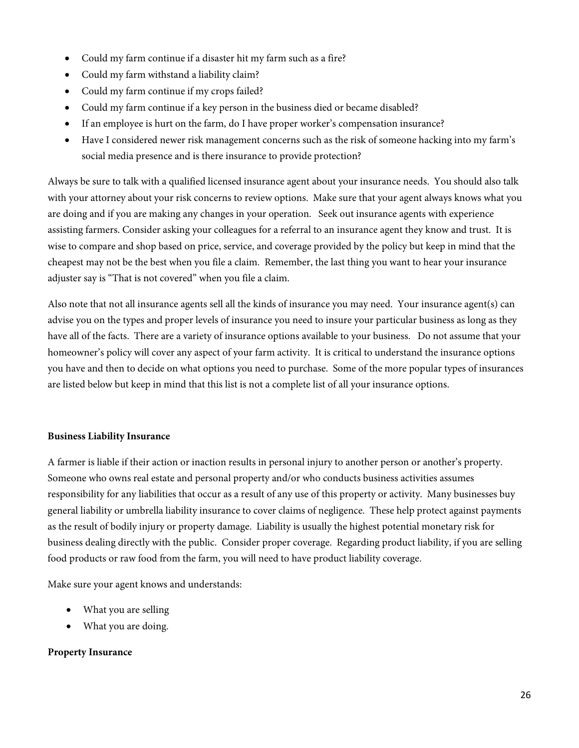- Could my farm continue if a disaster hit my farm such as a fire?
- Could my farm withstand a liability claim?
- Could my farm continue if my crops failed?
- Could my farm continue if a key person in the business died or became disabled?
- If an employee is hurt on the farm, do I have proper worker's compensation insurance?
- Have I considered newer risk management concerns such as the risk of someone hacking into my farm's social media presence and is there insurance to provide protection?

Always be sure to talk with a qualified licensed insurance agent about your insurance needs. You should also talk with your attorney about your risk concerns to review options. Make sure that your agent always knows what you are doing and if you are making any changes in your operation. Seek out insurance agents with experience assisting farmers. Consider asking your colleagues for a referral to an insurance agent they know and trust. It is wise to compare and shop based on price, service, and coverage provided by the policy but keep in mind that the cheapest may not be the best when you file a claim. Remember, the last thing you want to hear your insurance adjuster say is "That is not covered" when you file a claim.

Also note that not all insurance agents sell all the kinds of insurance you may need. Your insurance agent(s) can advise you on the types and proper levels of insurance you need to insure your particular business as long as they have all of the facts. There are a variety of insurance options available to your business. Do not assume that your homeowner's policy will cover any aspect of your farm activity. It is critical to understand the insurance options you have and then to decide on what options you need to purchase. Some of the more popular types of insurances are listed below but keep in mind that this list is not a complete list of all your insurance options.

**Business Liability Insurance**

A farmer is liable if their action or inaction results in personal injury to another person or another's property. Someone who owns real estate and personal property and/or who conducts business activities assumes responsibility for any liabilities that occur as a result of any use of this property or activity. Many businesses buy general liability or umbrella liability insurance to cover claims of negligence. These help protect against payments as the result of bodily injury or property damage. Liability is usually the highest potential monetary risk for business dealing directly with the public. Consider proper coverage. Regarding product liability, if you are selling food products or raw food from the farm, you will need to have product liability coverage.

Make sure your agent knows and understands:

- What you are selling
- What you are doing.

**Property Insurance**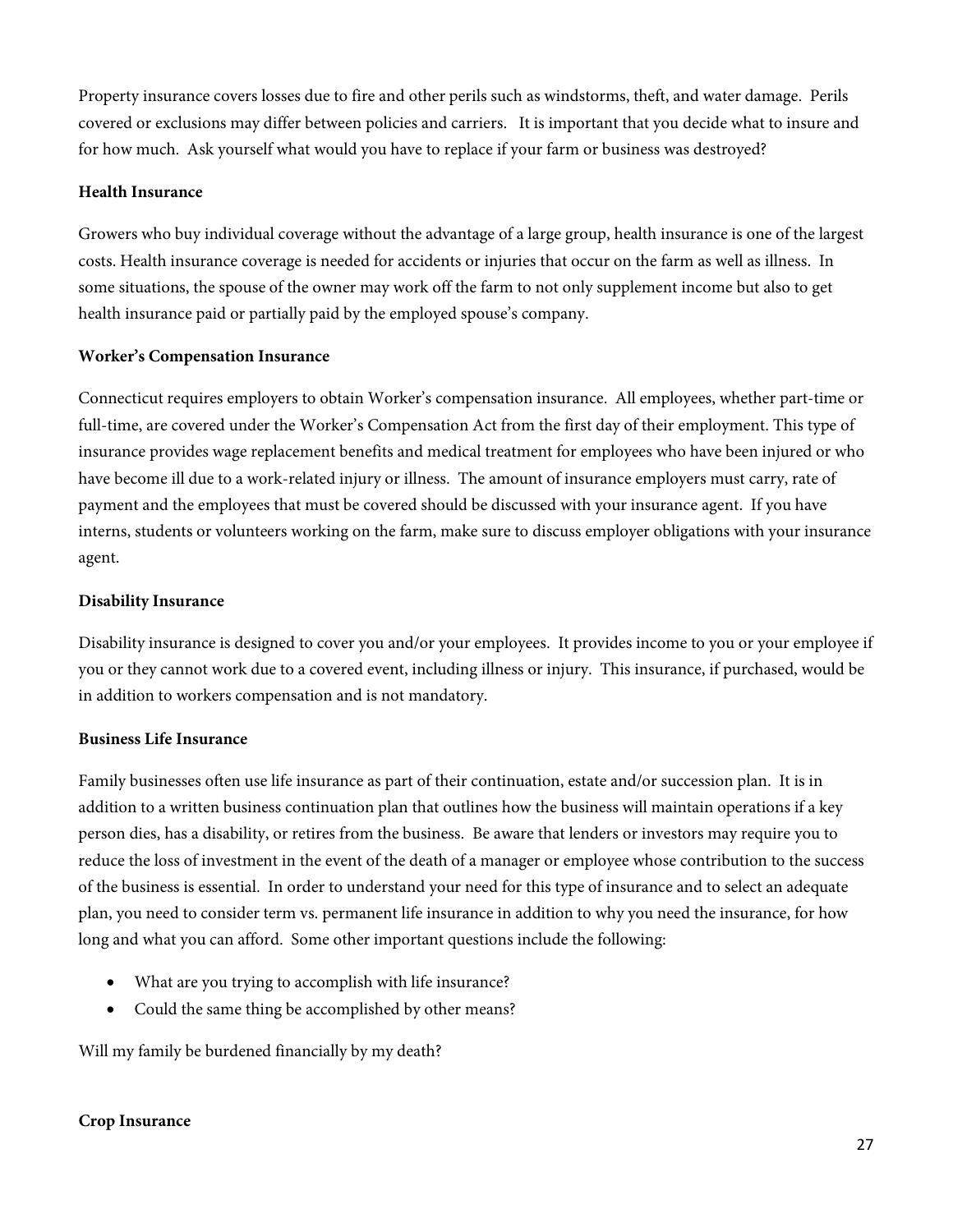Property insurance covers losses due to fire and other perils such as windstorms, theft, and water damage. Perils covered or exclusions may differ between policies and carriers. It is important that you decide what to insure and for how much. Ask yourself what would you have to replace if your farm or business was destroyed?

**Health Insurance**

Growers who buy individual coverage without the advantage of a large group, health insurance is one of the largest costs. Health insurance coverage is needed for accidents or injuries that occur on the farm as well as illness. In some situations, the spouse of the owner may work off the farm to not only supplement income but also to get health insurance paid or partially paid by the employed spouse's company.

**Worker's Compensation Insurance**

Connecticut requires employers to obtain Worker's compensation insurance. All employees, whether part-time or full-time, are covered under the Worker's Compensation Act from the first day of their employment. This type of insurance provides wage replacement benefits and medical treatment for employees who have been injured or who have become ill due to a work-related injury or illness. The amount of insurance employers must carry, rate of payment and the employees that must be covered should be discussed with your insurance agent. If you have interns, students or volunteers working on the farm, make sure to discuss employer obligations with your insurance agent.

**Disability Insurance**

Disability insurance is designed to cover you and/or your employees. It provides income to you or your employee if you or they cannot work due to a covered event, including illness or injury. This insurance, if purchased, would be in addition to workers compensation and is not mandatory.

**Business Life Insurance**

Family businesses often use life insurance as part of their continuation, estate and/or succession plan. It is in addition to a written business continuation plan that outlines how the business will maintain operations if a key person dies, has a disability, or retires from the business. Be aware that lenders or investors may require you to reduce the loss of investment in the event of the death of a manager or employee whose contribution to the success of the business is essential. In order to understand your need for this type of insurance and to select an adequate plan, you need to consider term vs. permanent life insurance in addition to why you need the insurance, for how long and what you can afford. Some other important questions include the following:

- What are you trying to accomplish with life insurance?
- Could the same thing be accomplished by other means?

Will my family be burdened financially by my death?

**Crop Insurance**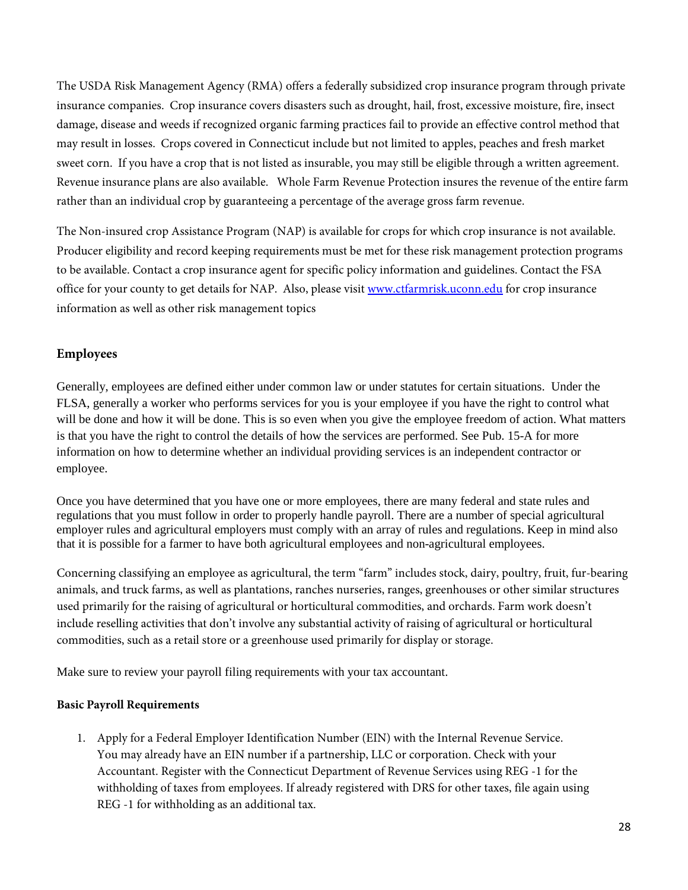The USDA Risk Management Agency (RMA) offers a federally subsidized crop insurance program through private insurance companies. Crop insurance covers disasters such as drought, hail, frost, excessive moisture, fire, insect damage, disease and weeds if recognized organic farming practices fail to provide an effective control method that may result in losses. Crops covered in Connecticut include but not limited to apples, peaches and fresh market sweet corn. If you have a crop that is not listed as insurable, you may still be eligible through a written agreement. Revenue insurance plans are also available. Whole Farm Revenue Protection insures the revenue of the entire farm rather than an individual crop by guaranteeing a percentage of the average gross farm revenue.

The Non-insured crop Assistance Program (NAP) is available for crops for which crop insurance is not available. Producer eligibility and record keeping requirements must be met for these risk management protection programs to be available. Contact a crop insurance agent for specific policy information and guidelines. Contact the FSA office for your county to get details for NAP. Also, please visit [www.ctfarmrisk.uconn.edu](www.ctfarmrisk.uconn.edu) for crop insurance information as well as other risk management topics

## Employees

Generally, employees are defined either under common law or under statutes for certain situations. Under the FLSA, generally a worker who performs services for you is your employee if you have the right to control what will be done and how it will be done. This is so even when you give the employee freedom of action. What matters is that you have the right to control the details of how the services are performed. See Pub. 15-A for more information on how to determine whether an individual providing services is an independent contractor or employee.

Once you have determined that you have one or more employees, there are many federal and state rules and regulations that you must follow in order to properly handle payroll. There are a number of special agricultural employer rules and agricultural employers must comply with an array of rules and regulations. Keep in mind also that it is possible for a farmer to have both agricultural employees and non-agricultural employees.

Concerning classifying an employee as agricultural, the term "farm" includes stock, dairy, poultry, fruit, fur-bearing animals, and truck farms, as well as plantations, ranches nurseries, ranges, greenhouses or other similar structures used primarily for the raising of agricultural or horticultural commodities, and orchards. Farm work doesn't include reselling activities that don't involve any substantial activity of raising of agricultural or horticultural commodities, such as a retail store or a greenhouse used primarily for display or storage.

Make sure to review your payroll filing requirements with your tax accountant.

### Basic Payroll Requirements

1. Apply for a Federal Employer Identification Number (EIN) with the Internal Revenue Service. You may already have an EIN number if a partnership, LLC or corporation. Check with your Accountant. Register with the Connecticut Department of Revenue Services using REG -1 for the withholding of taxes from employees. If already registered with DRS for other taxes, file again using REG -1 for withholding as an additional tax.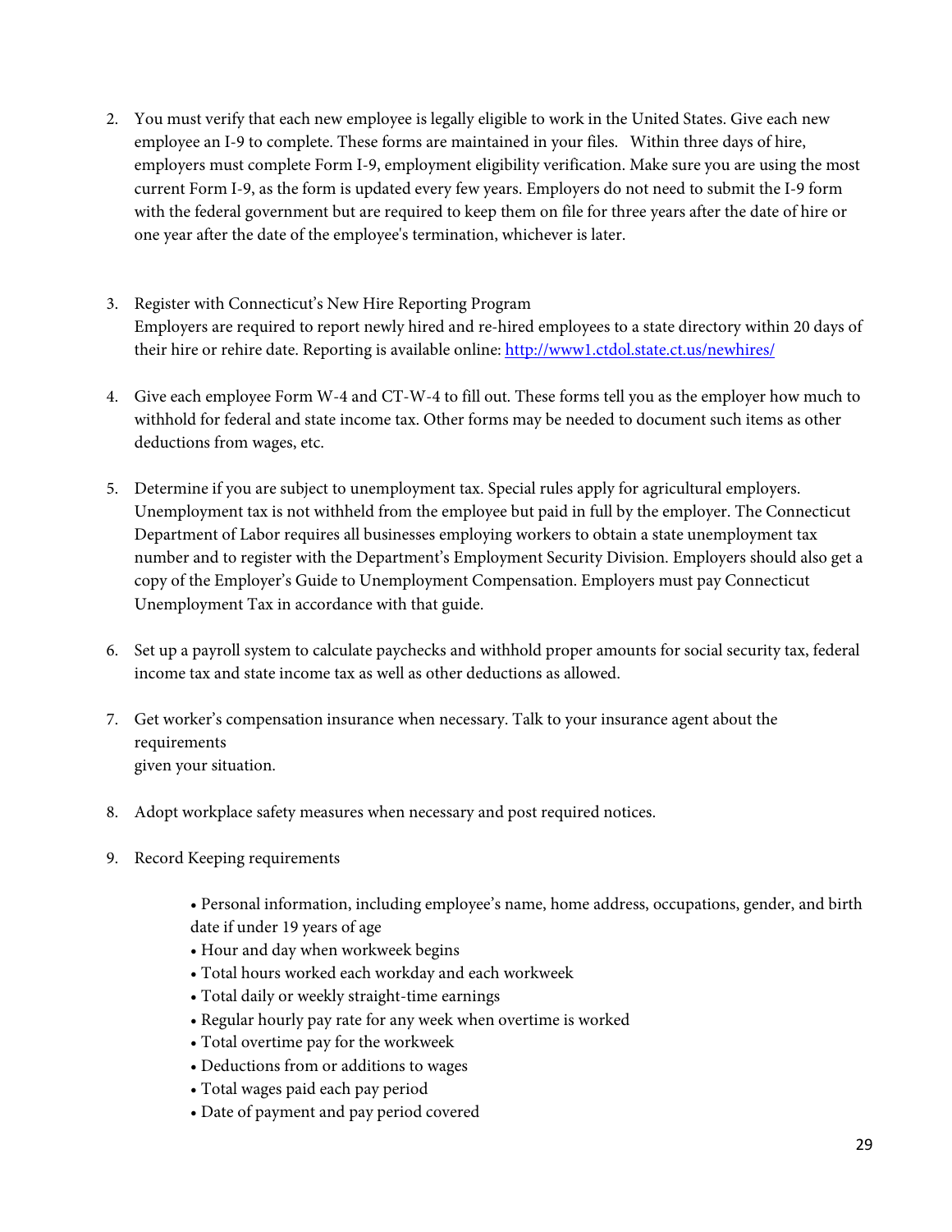2. You must verify that each new employee is legally eligible to work in the United States. Give each new employee an I-9 to complete. These forms are maintained in your files. Within three days of hire, employers must complete Form I-9, employment eligibility verification. Make sure you are using the most current Form I-9, as the form is updated every few years. Employers do not need to submit the I-9 form with the federal government but are required to keep them on file for three years after the date of hire or one year after the date of the employee's termination, whichever is later.

3. Register with Connecticut's New Hire Reporting Program
   Employers are required to report newly hired and re-hired employees to a state directory within 20 days of their hire or rehire date. Reporting is available online: [http://www1.ctdol.state.ct.us/newhires/](http://www1.ctdol.state.ct.us/newhires/)

4. Give each employee Form W-4 and CT-W-4 to fill out. These forms tell you as the employer how much to withhold for federal and state income tax. Other forms may be needed to document such items as other deductions from wages, etc.

5. Determine if you are subject to unemployment tax. Special rules apply for agricultural employers. Unemployment tax is not withheld from the employee but paid in full by the employer. The Connecticut Department of Labor requires all businesses employing workers to obtain a state unemployment tax number and to register with the Department's Employment Security Division. Employers should also get a copy of the Employer's Guide to Unemployment Compensation. Employers must pay Connecticut Unemployment Tax in accordance with that guide.

6. Set up a payroll system to calculate paychecks and withhold proper amounts for social security tax, federal income tax and state income tax as well as other deductions as allowed.

7. Get worker's compensation insurance when necessary. Talk to your insurance agent about the requirements
   given your situation.

8. Adopt workplace safety measures when necessary and post required notices.

9. Record Keeping requirements

   - Personal information, including employee's name, home address, occupations, gender, and birth date if under 19 years of age
   - Hour and day when workweek begins
   - Total hours worked each workday and each workweek
   - Total daily or weekly straight-time earnings
   - Regular hourly pay rate for any week when overtime is worked
   - Total overtime pay for the workweek
   - Deductions from or additions to wages
   - Total wages paid each pay period
   - Date of payment and pay period covered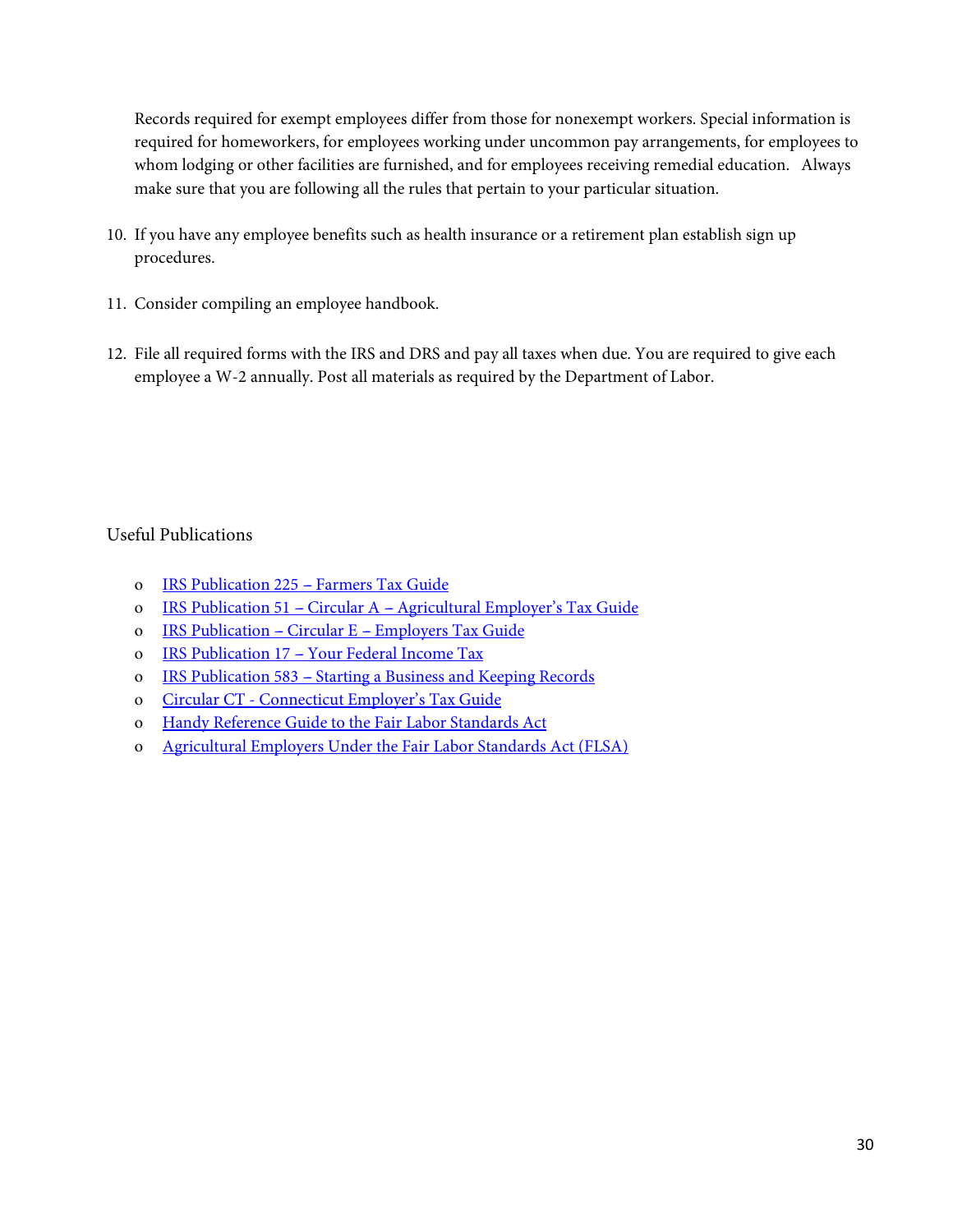Records required for exempt employees differ from those for nonexempt workers. Special information is required for homeworkers, for employees working under uncommon pay arrangements, for employees to whom lodging or other facilities are furnished, and for employees receiving remedial education. Always make sure that you are following all the rules that pertain to your particular situation.

10. If you have any employee benefits such as health insurance or a retirement plan establish sign up procedures.

11. Consider compiling an employee handbook.

12. File all required forms with the IRS and DRS and pay all taxes when due. You are required to give each employee a W-2 annually. Post all materials as required by the Department of Labor.

Useful Publications

- IRS Publication 225 – Farmers Tax Guide
- IRS Publication 51 – Circular A – Agricultural Employer's Tax Guide
- IRS Publication – Circular E – Employers Tax Guide
- IRS Publication 17 – Your Federal Income Tax
- IRS Publication 583 – Starting a Business and Keeping Records
- Circular CT - Connecticut Employer's Tax Guide
- Handy Reference Guide to the Fair Labor Standards Act
- Agricultural Employers Under the Fair Labor Standards Act (FLSA)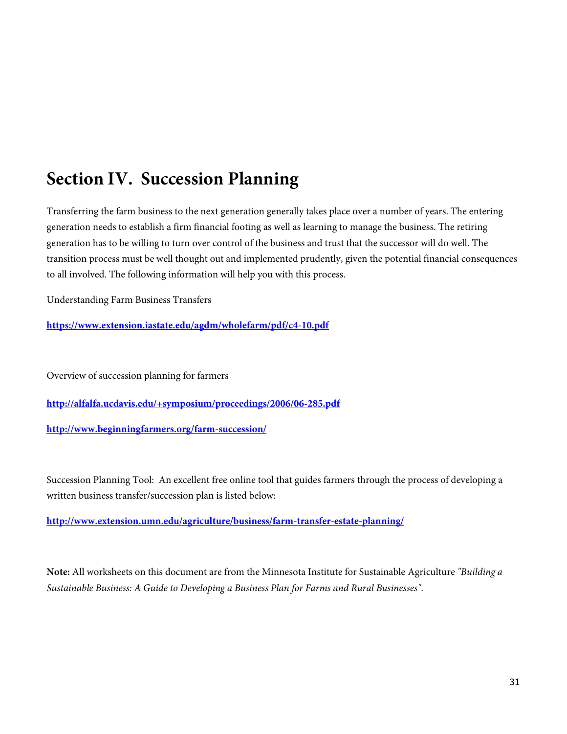# Section IV. Succession Planning

Transferring the farm business to the next generation generally takes place over a number of years. The entering generation needs to establish a firm financial footing as well as learning to manage the business. The retiring generation has to be willing to turn over control of the business and trust that the successor will do well. The transition process must be well thought out and implemented prudently, given the potential financial consequences to all involved. The following information will help you with this process.

Understanding Farm Business Transfers

**https://www.extension.iastate.edu/agdm/wholefarm/pdf/c4-10.pdf**

Overview of succession planning for farmers

**http://alfalfa.ucdavis.edu/+symposium/proceedings/2006/06-285.pdf**

**http://www.beginningfarmers.org/farm-succession/**

Succession Planning Tool: An excellent free online tool that guides farmers through the process of developing a written business transfer/succession plan is listed below:

**http://www.extension.umn.edu/agriculture/business/farm-transfer-estate-planning/**

**Note:** All worksheets on this document are from the Minnesota Institute for Sustainable Agriculture *"Building a Sustainable Business: A Guide to Developing a Business Plan for Farms and Rural Businesses"*.